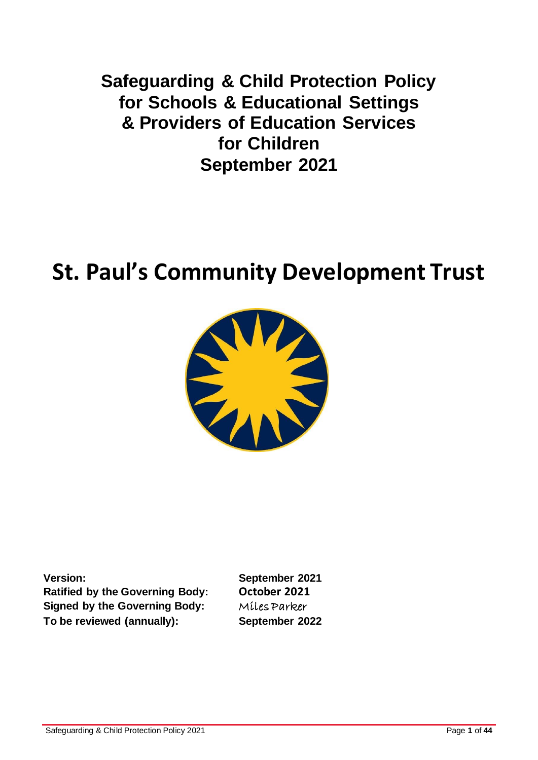# Safeguarding & Child Protection Policy for Schools & Educational Settings & Providers of Education Services for Children September 2021

# St. Paul's Community Development Trust

| | |
|---|---|
| **Version:** | **September 2021** |
| **Ratified by the Governing Body:** | **October 2021** |
| **Signed by the Governing Body:** | Miles Parker |
| **To be reviewed (annually):** | **September 2022** |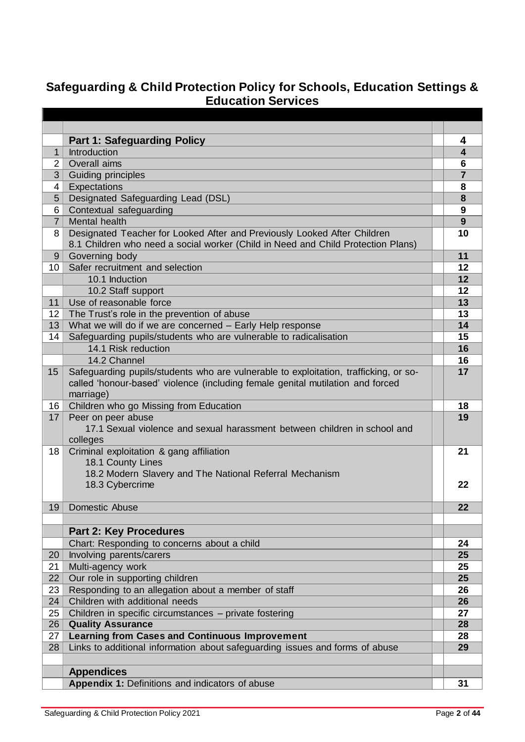## Safeguarding & Child Protection Policy for Schools, Education Settings & Education Services

| | | |
|---|---|---|
| | **Part 1: Safeguarding Policy** | **4** |
| 1 | Introduction | **4** |
| 2 | Overall aims | **6** |
| 3 | Guiding principles | **7** |
| 4 | Expectations | **8** |
| 5 | Designated Safeguarding Lead (DSL) | **8** |
| 6 | Contextual safeguarding | **9** |
| 7 | Mental health | **9** |
| 8 | Designated Teacher for Looked After and Previously Looked After Children<br>8.1 Children who need a social worker (Child in Need and Child Protection Plans) | **10** |
| 9 | Governing body | **11** |
| 10 | Safer recruitment and selection | **12** |
| | 10.1 Induction | **12** |
| | 10.2 Staff support | **12** |
| 11 | Use of reasonable force | **13** |
| 12 | The Trust's role in the prevention of abuse | **13** |
| 13 | What we will do if we are concerned – Early Help response | **14** |
| 14 | Safeguarding pupils/students who are vulnerable to radicalisation | **15** |
| | 14.1 Risk reduction | **16** |
| | 14.2 Channel | **16** |
| 15 | Safeguarding pupils/students who are vulnerable to exploitation, trafficking, or so-called 'honour-based' violence (including female genital mutilation and forced marriage) | **17** |
| 16 | Children who go Missing from Education | **18** |
| 17 | Peer on peer abuse<br>17.1 Sexual violence and sexual harassment between children in school and colleges | **19** |
| 18 | Criminal exploitation & gang affiliation<br>18.1 County Lines<br>18.2 Modern Slavery and The National Referral Mechanism | **21** |
| | 18.3 Cybercrime | **22** |
| 19 | Domestic Abuse | **22** |
| | | |
| | **Part 2: Key Procedures** | |
| | Chart: Responding to concerns about a child | **24** |
| 20 | Involving parents/carers | **25** |
| 21 | Multi-agency work | **25** |
| 22 | Our role in supporting children | **25** |
| 23 | Responding to an allegation about a member of staff | **26** |
| 24 | Children with additional needs | **26** |
| 25 | Children in specific circumstances – private fostering | **27** |
| 26 | **Quality Assurance** | **28** |
| 27 | **Learning from Cases and Continuous Improvement** | **28** |
| 28 | Links to additional information about safeguarding issues and forms of abuse | **29** |
| | | |
| | **Appendices** | |
| | **Appendix 1:** Definitions and indicators of abuse | **31** |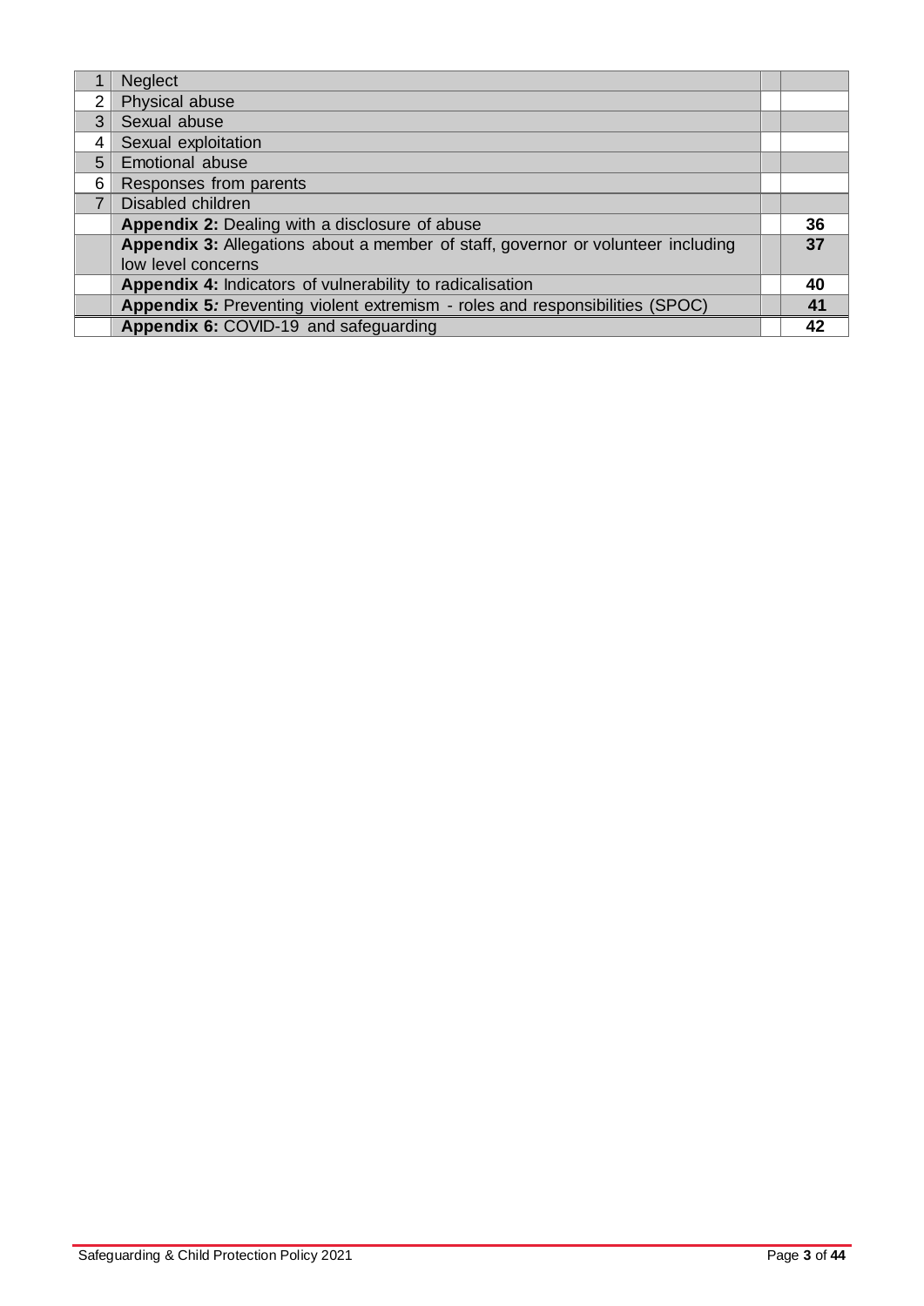| | | | |
|---|---|---|---|
| 1 | Neglect | | |
| 2 | Physical abuse | | |
| 3 | Sexual abuse | | |
| 4 | Sexual exploitation | | |
| 5 | Emotional abuse | | |
| 6 | Responses from parents | | |
| 7 | Disabled children | | |
| | **Appendix 2:** Dealing with a disclosure of abuse | | **36** |
| | **Appendix 3:** Allegations about a member of staff, governor or volunteer including low level concerns | | **37** |
| | **Appendix 4:** Indicators of vulnerability to radicalisation | | **40** |
| | **Appendix 5:** Preventing violent extremism - roles and responsibilities (SPOC) | | **41** |
| | **Appendix 6:** COVID-19 and safeguarding | | **42** |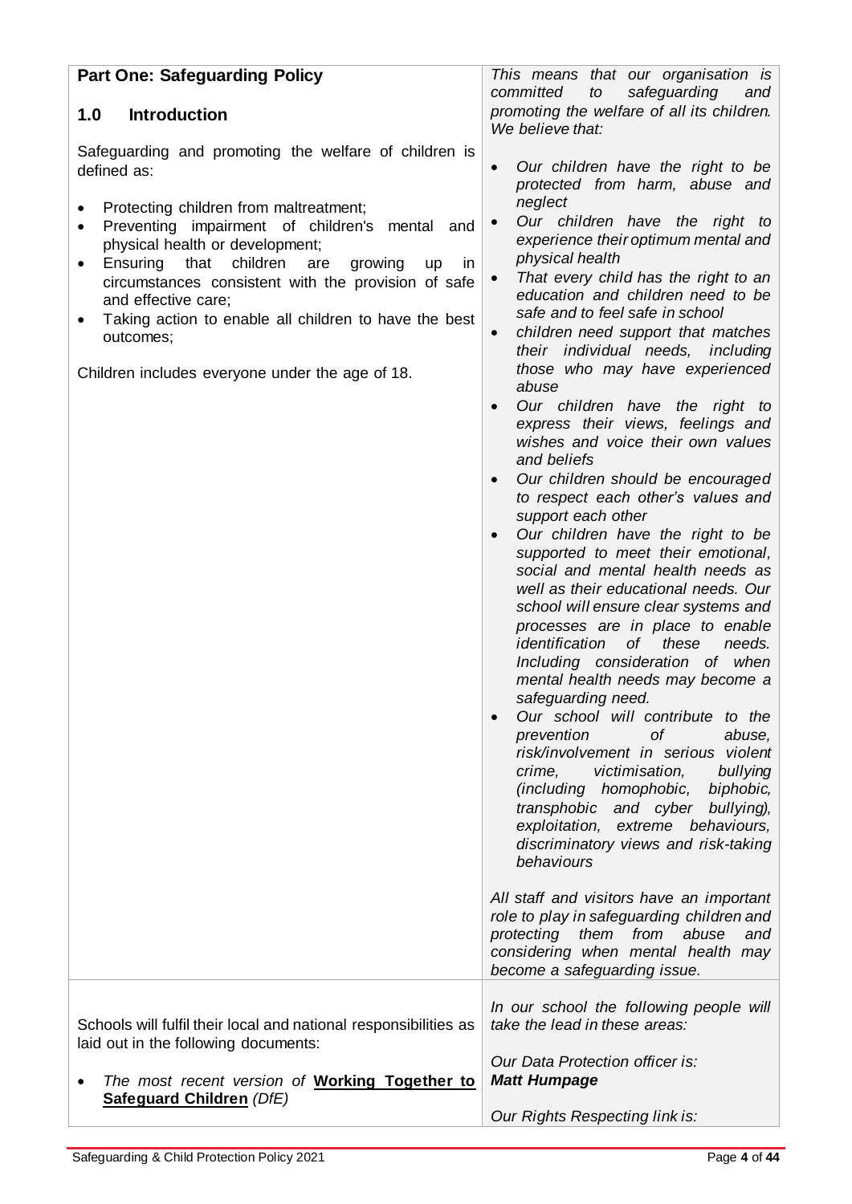## Part One: Safeguarding Policy

### 1.0 Introduction

Safeguarding and promoting the welfare of children is defined as:

- Protecting children from maltreatment;
- Preventing impairment of children's mental and physical health or development;
- Ensuring that children are growing up in circumstances consistent with the provision of safe and effective care;
- Taking action to enable all children to have the best outcomes;

Children includes everyone under the age of 18.

*This means that our organisation is committed to safeguarding and promoting the welfare of all its children. We believe that:*

- *Our children have the right to be protected from harm, abuse and neglect*
- *Our children have the right to experience their optimum mental and physical health*
- *That every child has the right to an education and children need to be safe and to feel safe in school*
- *children need support that matches their individual needs, including those who may have experienced abuse*
- *Our children have the right to express their views, feelings and wishes and voice their own values and beliefs*
- *Our children should be encouraged to respect each other's values and support each other*
- *Our children have the right to be supported to meet their emotional, social and mental health needs as well as their educational needs. Our school will ensure clear systems and processes are in place to enable identification of these needs. Including consideration of when mental health needs may become a safeguarding need.*
- *Our school will contribute to the prevention of abuse, risk/involvement in serious violent crime, victimisation, bullying (including homophobic, biphobic, transphobic and cyber bullying), exploitation, extreme behaviours, discriminatory views and risk-taking behaviours*

*All staff and visitors have an important role to play in safeguarding children and protecting them from abuse and considering when mental health may become a safeguarding issue.*

Schools will fulfil their local and national responsibilities as laid out in the following documents:

- *The most recent version of* **Working Together to Safeguard Children** *(DfE)*

*In our school the following people will take the lead in these areas:*

*Our Data Protection officer is:*
***Matt Humpage***

*Our Rights Respecting link is:*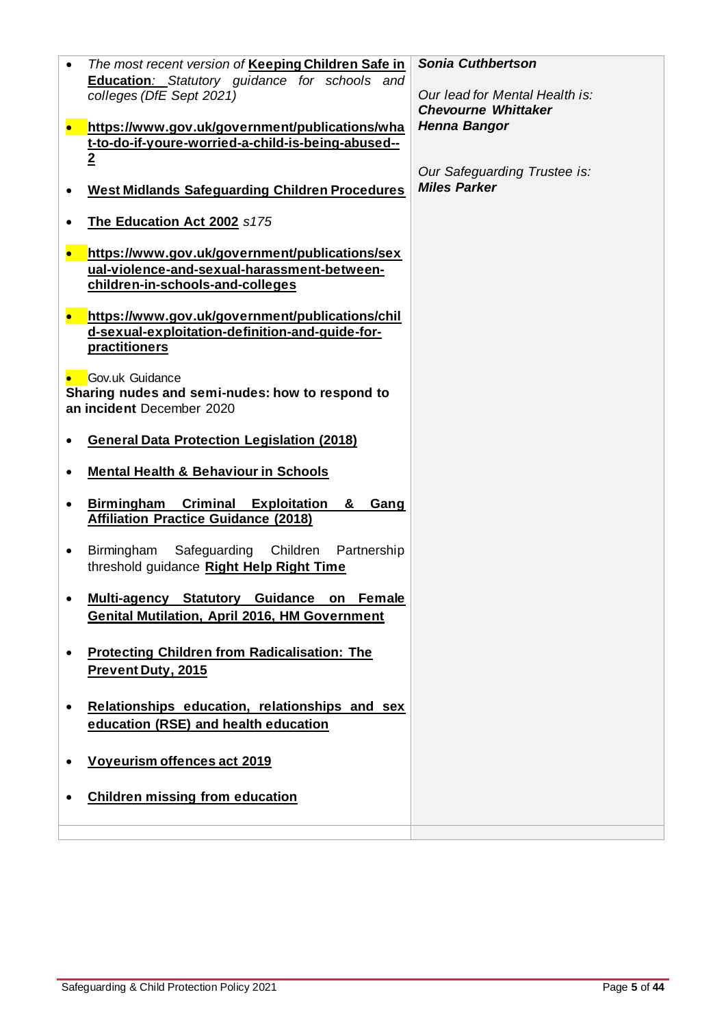| | |
|---|---|
| • *The most recent version of* **Keeping Children Safe in Education***: Statutory guidance for schools and colleges (DfE Sept 2021)*<br><br>• **https://www.gov.uk/government/publications/what-to-do-if-youre-worried-a-child-is-being-abused--2**<br><br>• **West Midlands Safeguarding Children Procedures**<br><br>• **The Education Act 2002** *s175*<br><br>• **https://www.gov.uk/government/publications/sexual-violence-and-sexual-harassment-between-children-in-schools-and-colleges**<br><br>• **https://www.gov.uk/government/publications/child-sexual-exploitation-definition-and-guide-for-practitioners**<br><br>• Gov.uk Guidance **Sharing nudes and semi-nudes: how to respond to an incident** December 2020<br><br>• **General Data Protection Legislation (2018)**<br><br>• **Mental Health & Behaviour in Schools**<br><br>• **Birmingham Criminal Exploitation & Gang Affiliation Practice Guidance (2018)**<br><br>• Birmingham Safeguarding Children Partnership threshold guidance **Right Help Right Time**<br><br>• **Multi-agency Statutory Guidance on Female Genital Mutilation, April 2016, HM Government**<br><br>• **Protecting Children from Radicalisation: The Prevent Duty, 2015**<br><br>• **Relationships education, relationships and sex education (RSE) and health education**<br><br>• **Voyeurism offences act 2019**<br><br>• **Children missing from education** | ***Sonia Cuthbertson***<br><br>*Our lead for Mental Health is:*<br>***Chevourne Whittaker***<br>***Henna Bangor***<br><br>*Our Safeguarding Trustee is:*<br>***Miles Parker*** |
| | |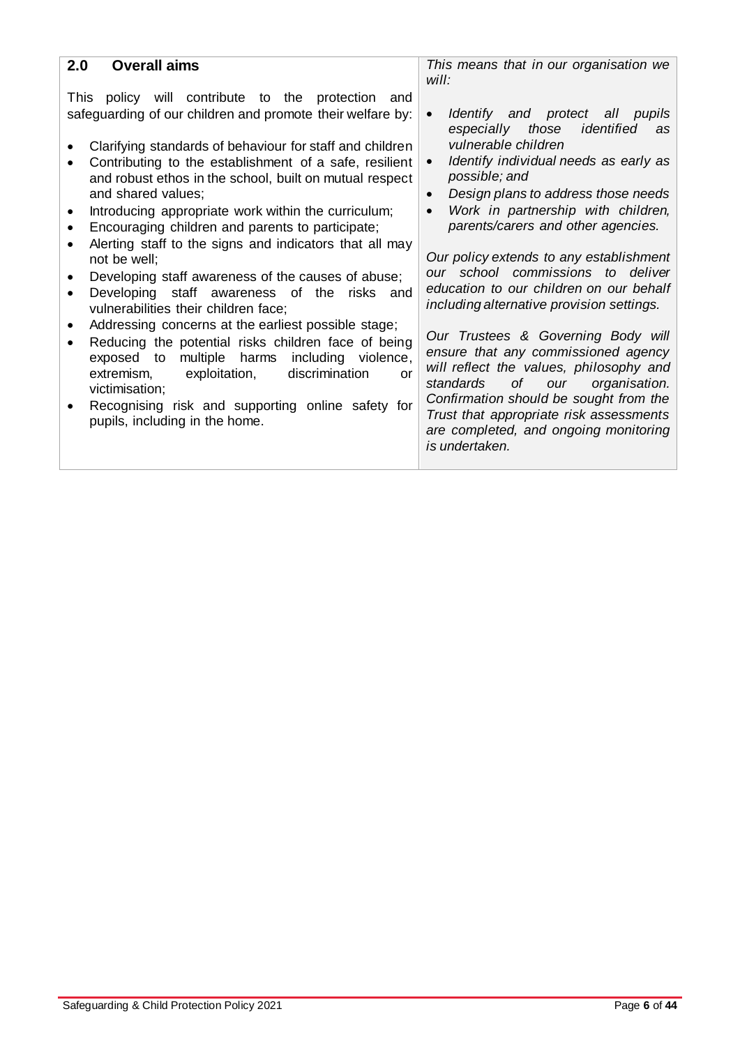## 2.0 Overall aims

This policy will contribute to the protection and safeguarding of our children and promote their welfare by:

- Clarifying standards of behaviour for staff and children
- Contributing to the establishment of a safe, resilient and robust ethos in the school, built on mutual respect and shared values;
- Introducing appropriate work within the curriculum;
- Encouraging children and parents to participate;
- Alerting staff to the signs and indicators that all may not be well;
- Developing staff awareness of the causes of abuse;
- Developing staff awareness of the risks and vulnerabilities their children face;
- Addressing concerns at the earliest possible stage;
- Reducing the potential risks children face of being exposed to multiple harms including violence, extremism, exploitation, discrimination or victimisation;
- Recognising risk and supporting online safety for pupils, including in the home.

*This means that in our organisation we will:*

- *Identify and protect all pupils especially those identified as vulnerable children*
- *Identify individual needs as early as possible; and*
- *Design plans to address those needs*
- *Work in partnership with children, parents/carers and other agencies.*

*Our policy extends to any establishment our school commissions to deliver education to our children on our behalf including alternative provision settings.*

*Our Trustees & Governing Body will ensure that any commissioned agency will reflect the values, philosophy and standards of our organisation. Confirmation should be sought from the Trust that appropriate risk assessments are completed, and ongoing monitoring is undertaken.*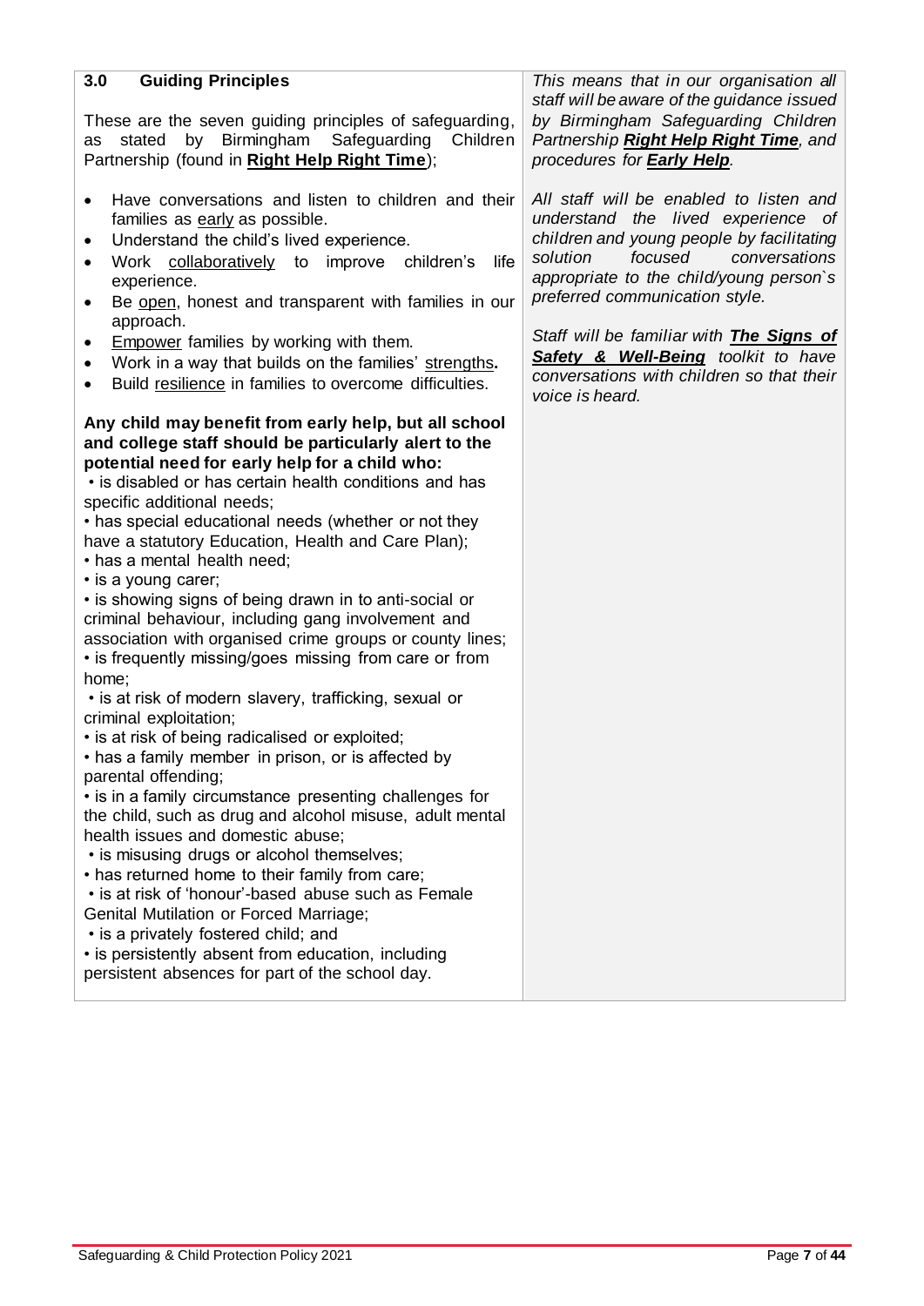## 3.0 Guiding Principles

These are the seven guiding principles of safeguarding, as stated by Birmingham Safeguarding Children Partnership (found in **Right Help Right Time**);

- Have conversations and listen to children and their families as early as possible.
- Understand the child's lived experience.
- Work collaboratively to improve children's life experience.
- Be open, honest and transparent with families in our approach.
- Empower families by working with them.
- Work in a way that builds on the families' strengths**.**
- Build resilience in families to overcome difficulties.

**Any child may benefit from early help, but all school and college staff should be particularly alert to the potential need for early help for a child who:**

- is disabled or has certain health conditions and has specific additional needs;
- has special educational needs (whether or not they have a statutory Education, Health and Care Plan);
- has a mental health need;
- is a young carer;
- is showing signs of being drawn in to anti-social or criminal behaviour, including gang involvement and association with organised crime groups or county lines;
- is frequently missing/goes missing from care or from home;
- is at risk of modern slavery, trafficking, sexual or criminal exploitation;
- is at risk of being radicalised or exploited;
- has a family member in prison, or is affected by parental offending;
- is in a family circumstance presenting challenges for the child, such as drug and alcohol misuse, adult mental health issues and domestic abuse;
- is misusing drugs or alcohol themselves;
- has returned home to their family from care;
- is at risk of 'honour'-based abuse such as Female Genital Mutilation or Forced Marriage;
- is a privately fostered child; and
- is persistently absent from education, including persistent absences for part of the school day.

*This means that in our organisation all staff will be aware of the guidance issued by Birmingham Safeguarding Children Partnership **Right Help Right Time**, and procedures for **Early Help**.*

*All staff will be enabled to listen and understand the lived experience of children and young people by facilitating solution focused conversations appropriate to the child/young person`s preferred communication style.*

*Staff will be familiar with **The Signs of Safety & Well-Being** toolkit to have conversations with children so that their voice is heard.*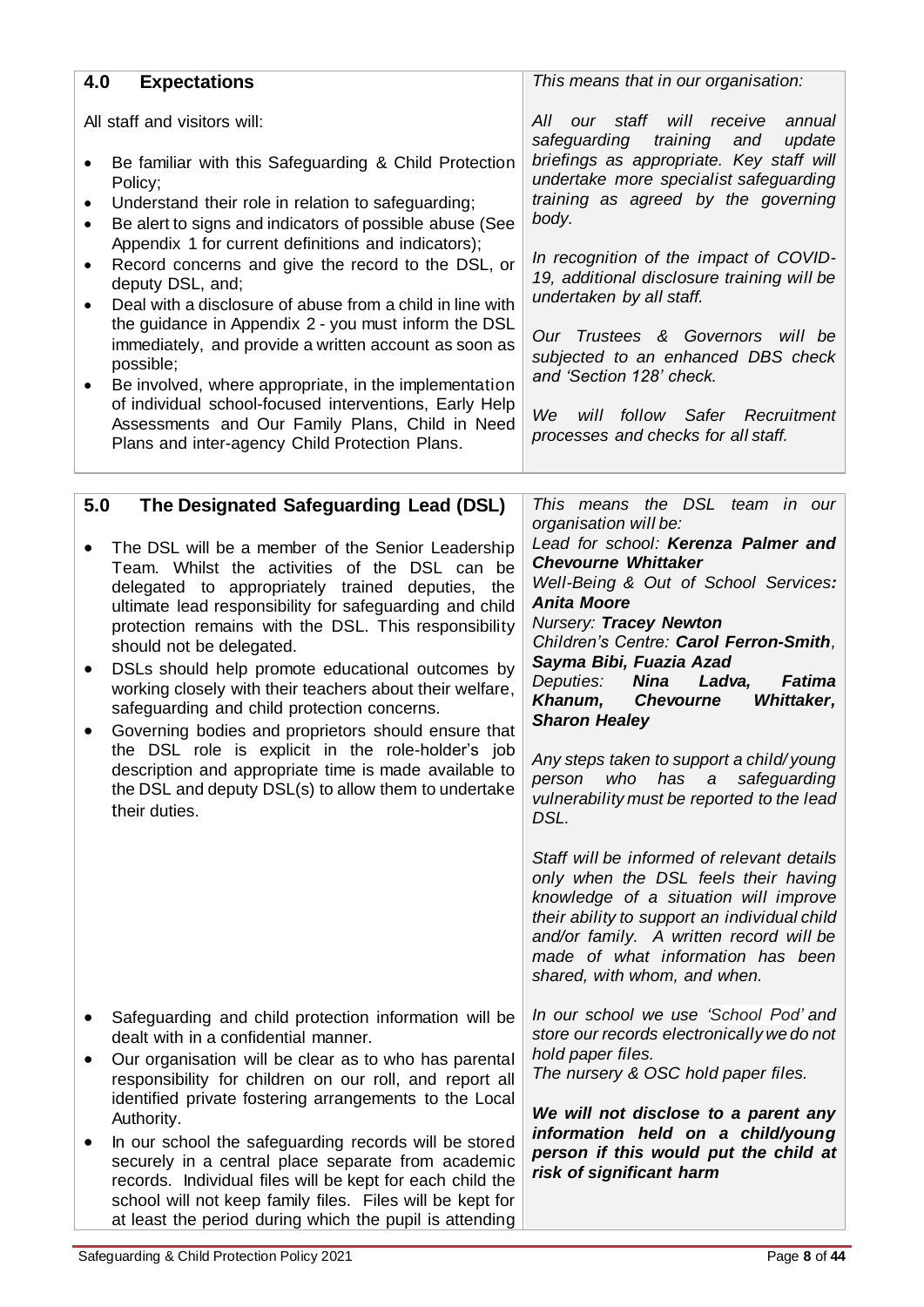## 4.0 Expectations

All staff and visitors will:

- Be familiar with this Safeguarding & Child Protection Policy;
- Understand their role in relation to safeguarding;
- Be alert to signs and indicators of possible abuse (See Appendix 1 for current definitions and indicators);
- Record concerns and give the record to the DSL, or deputy DSL, and;
- Deal with a disclosure of abuse from a child in line with the guidance in Appendix 2 - you must inform the DSL immediately, and provide a written account as soon as possible;
- Be involved, where appropriate, in the implementation of individual school-focused interventions, Early Help Assessments and Our Family Plans, Child in Need Plans and inter-agency Child Protection Plans.

*This means that in our organisation:*

*All our staff will receive annual safeguarding training and update briefings as appropriate. Key staff will undertake more specialist safeguarding training as agreed by the governing body.*

*In recognition of the impact of COVID-19, additional disclosure training will be undertaken by all staff.*

*Our Trustees & Governors will be subjected to an enhanced DBS check and 'Section 128' check.*

*We will follow Safer Recruitment processes and checks for all staff.*

## 5.0 The Designated Safeguarding Lead (DSL)

- The DSL will be a member of the Senior Leadership Team. Whilst the activities of the DSL can be delegated to appropriately trained deputies, the ultimate lead responsibility for safeguarding and child protection remains with the DSL. This responsibility should not be delegated.
- DSLs should help promote educational outcomes by working closely with their teachers about their welfare, safeguarding and child protection concerns.
- Governing bodies and proprietors should ensure that the DSL role is explicit in the role-holder's job description and appropriate time is made available to the DSL and deputy DSL(s) to allow them to undertake their duties.

*This means the DSL team in our organisation will be:*
*Lead for school: **Kerenza Palmer and Chevourne Whittaker***
*Well-Being & Out of School Services: **Anita Moore***
*Nursery: **Tracey Newton***
*Children's Centre: **Carol Ferron-Smith, Sayma Bibi, Fuazia Azad***
*Deputies: **Nina Ladva, Fatima Khanum, Chevourne Whittaker, Sharon Healey***

*Any steps taken to support a child/young person who has a safeguarding vulnerability must be reported to the lead DSL.*

*Staff will be informed of relevant details only when the DSL feels their having knowledge of a situation will improve their ability to support an individual child and/or family. A written record will be made of what information has been shared, with whom, and when.*

- Safeguarding and child protection information will be dealt with in a confidential manner.
- Our organisation will be clear as to who has parental responsibility for children on our roll, and report all identified private fostering arrangements to the Local Authority.
- In our school the safeguarding records will be stored securely in a central place separate from academic records. Individual files will be kept for each child the school will not keep family files. Files will be kept for at least the period during which the pupil is attending

*In our school we use 'School Pod' and store our records electronically we do not hold paper files.*
*The nursery & OSC hold paper files.*

***We will not disclose to a parent any information held on a child/young person if this would put the child at risk of significant harm***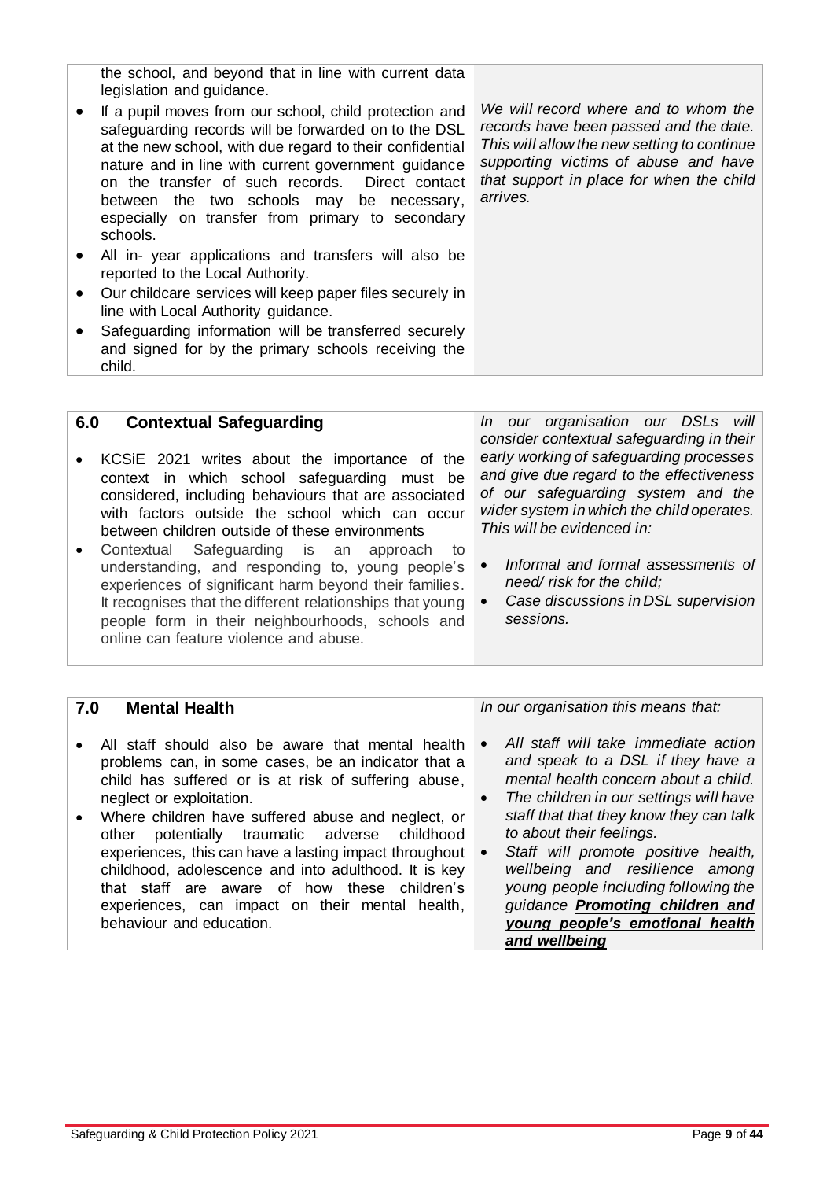| | |
|---|---|
| the school, and beyond that in line with current data legislation and guidance.<br>• If a pupil moves from our school, child protection and safeguarding records will be forwarded on to the DSL at the new school, with due regard to their confidential nature and in line with current government guidance on the transfer of such records. Direct contact between the two schools may be necessary, especially on transfer from primary to secondary schools.<br>• All in- year applications and transfers will also be reported to the Local Authority.<br>• Our childcare services will keep paper files securely in line with Local Authority guidance.<br>• Safeguarding information will be transferred securely and signed for by the primary schools receiving the child. | *We will record where and to whom the records have been passed and the date. This will allow the new setting to continue supporting victims of abuse and have that support in place for when the child arrives.* |

| | |
|---|---|
| **6.0 Contextual Safeguarding**<br>• KCSiE 2021 writes about the importance of the context in which school safeguarding must be considered, including behaviours that are associated with factors outside the school which can occur between children outside of these environments<br>• Contextual Safeguarding is an approach to understanding, and responding to, young people's experiences of significant harm beyond their families. It recognises that the different relationships that young people form in their neighbourhoods, schools and online can feature violence and abuse. | *In our organisation our DSLs will consider contextual safeguarding in their early working of safeguarding processes and give due regard to the effectiveness of our safeguarding system and the wider system in which the child operates. This will be evidenced in:*<br>• *Informal and formal assessments of need/ risk for the child;*<br>• *Case discussions in DSL supervision sessions.* |

| | |
|---|---|
| **7.0 Mental Health**<br>• All staff should also be aware that mental health problems can, in some cases, be an indicator that a child has suffered or is at risk of suffering abuse, neglect or exploitation.<br>• Where children have suffered abuse and neglect, or other potentially traumatic adverse childhood experiences, this can have a lasting impact throughout childhood, adolescence and into adulthood. It is key that staff are aware of how these children's experiences, can impact on their mental health, behaviour and education. | *In our organisation this means that:*<br>• *All staff will take immediate action and speak to a DSL if they have a mental health concern about a child.*<br>• *The children in our settings will have staff that that they know they can talk to about their feelings.*<br>• *Staff will promote positive health, wellbeing and resilience among young people including following the guidance **Promoting children and young people's emotional health and wellbeing*** |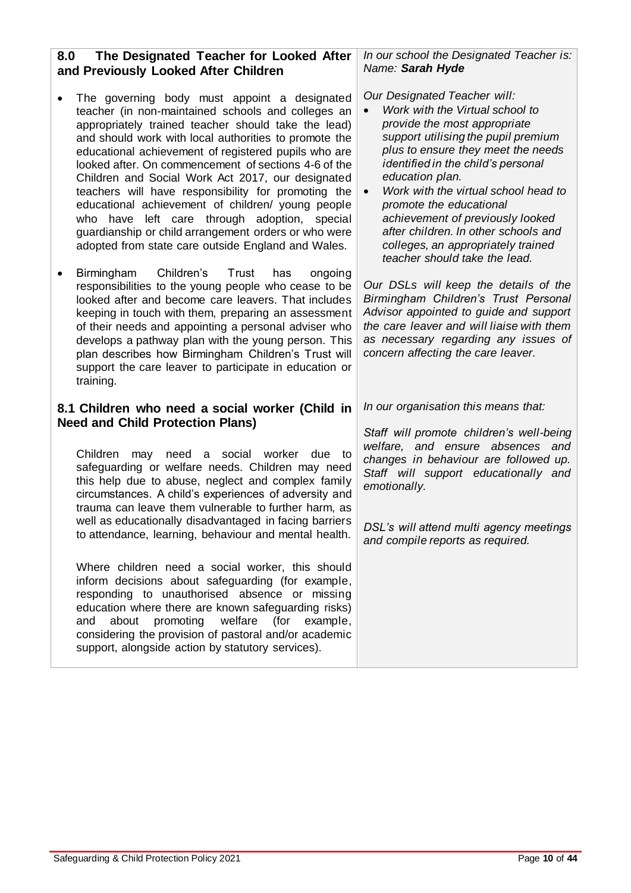## 8.0 The Designated Teacher for Looked After and Previously Looked After Children

- The governing body must appoint a designated teacher (in non-maintained schools and colleges an appropriately trained teacher should take the lead) and should work with local authorities to promote the educational achievement of registered pupils who are looked after. On commencement of sections 4-6 of the Children and Social Work Act 2017, our designated teachers will have responsibility for promoting the educational achievement of children/ young people who have left care through adoption, special guardianship or child arrangement orders or who were adopted from state care outside England and Wales.
- Birmingham Children's Trust has ongoing responsibilities to the young people who cease to be looked after and become care leavers. That includes keeping in touch with them, preparing an assessment of their needs and appointing a personal adviser who develops a pathway plan with the young person. This plan describes how Birmingham Children's Trust will support the care leaver to participate in education or training.

*In our school the Designated Teacher is:*
*Name:* ***Sarah Hyde***

*Our Designated Teacher will:*

- *Work with the Virtual school to provide the most appropriate support utilising the pupil premium plus to ensure they meet the needs identified in the child's personal education plan.*
- *Work with the virtual school head to promote the educational achievement of previously looked after children. In other schools and colleges, an appropriately trained teacher should take the lead.*

*Our DSLs will keep the details of the Birmingham Children's Trust Personal Advisor appointed to guide and support the care leaver and will liaise with them as necessary regarding any issues of concern affecting the care leaver.*

## 8.1 Children who need a social worker (Child in Need and Child Protection Plans)

Children may need a social worker due to safeguarding or welfare needs. Children may need this help due to abuse, neglect and complex family circumstances. A child's experiences of adversity and trauma can leave them vulnerable to further harm, as well as educationally disadvantaged in facing barriers to attendance, learning, behaviour and mental health.

Where children need a social worker, this should inform decisions about safeguarding (for example, responding to unauthorised absence or missing education where there are known safeguarding risks) and about promoting welfare (for example, considering the provision of pastoral and/or academic support, alongside action by statutory services).

*In our organisation this means that:*

*Staff will promote children's well-being welfare, and ensure absences and changes in behaviour are followed up. Staff will support educationally and emotionally.*

*DSL's will attend multi agency meetings and compile reports as required.*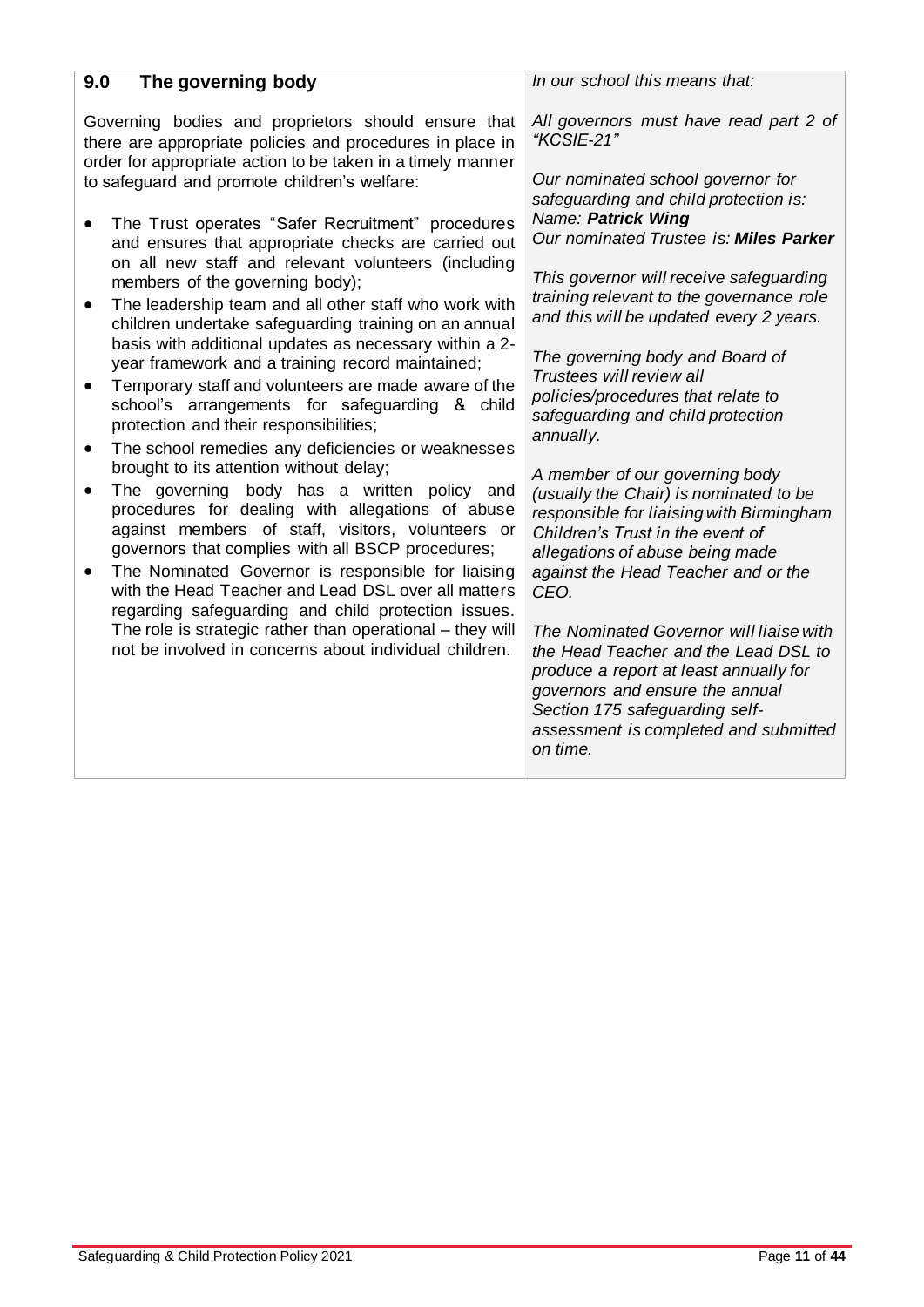| 9.0 The governing body | In our school this means that: |
| --- | --- |
| Governing bodies and proprietors should ensure that there are appropriate policies and procedures in place in order for appropriate action to be taken in a timely manner to safeguard and promote children's welfare:<br><br>• The Trust operates "Safer Recruitment" procedures and ensures that appropriate checks are carried out on all new staff and relevant volunteers (including members of the governing body);<br>• The leadership team and all other staff who work with children undertake safeguarding training on an annual basis with additional updates as necessary within a 2-year framework and a training record maintained;<br>• Temporary staff and volunteers are made aware of the school's arrangements for safeguarding & child protection and their responsibilities;<br>• The school remedies any deficiencies or weaknesses brought to its attention without delay;<br>• The governing body has a written policy and procedures for dealing with allegations of abuse against members of staff, visitors, volunteers or governors that complies with all BSCP procedures;<br>• The Nominated Governor is responsible for liaising with the Head Teacher and Lead DSL over all matters regarding safeguarding and child protection issues. The role is strategic rather than operational – they will not be involved in concerns about individual children. | *All governors must have read part 2 of "KCSIE-21"*<br><br>*Our nominated school governor for safeguarding and child protection is:*<br>*Name:* ***Patrick Wing***<br>*Our nominated Trustee is:* ***Miles Parker***<br><br>*This governor will receive safeguarding training relevant to the governance role and this will be updated every 2 years.*<br><br>*The governing body and Board of Trustees will review all policies/procedures that relate to safeguarding and child protection annually.*<br><br>*A member of our governing body (usually the Chair) is nominated to be responsible for liaising with Birmingham Children's Trust in the event of allegations of abuse being made against the Head Teacher and or the CEO.*<br><br>*The Nominated Governor will liaise with the Head Teacher and the Lead DSL to produce a report at least annually for governors and ensure the annual Section 175 safeguarding self-assessment is completed and submitted on time.* |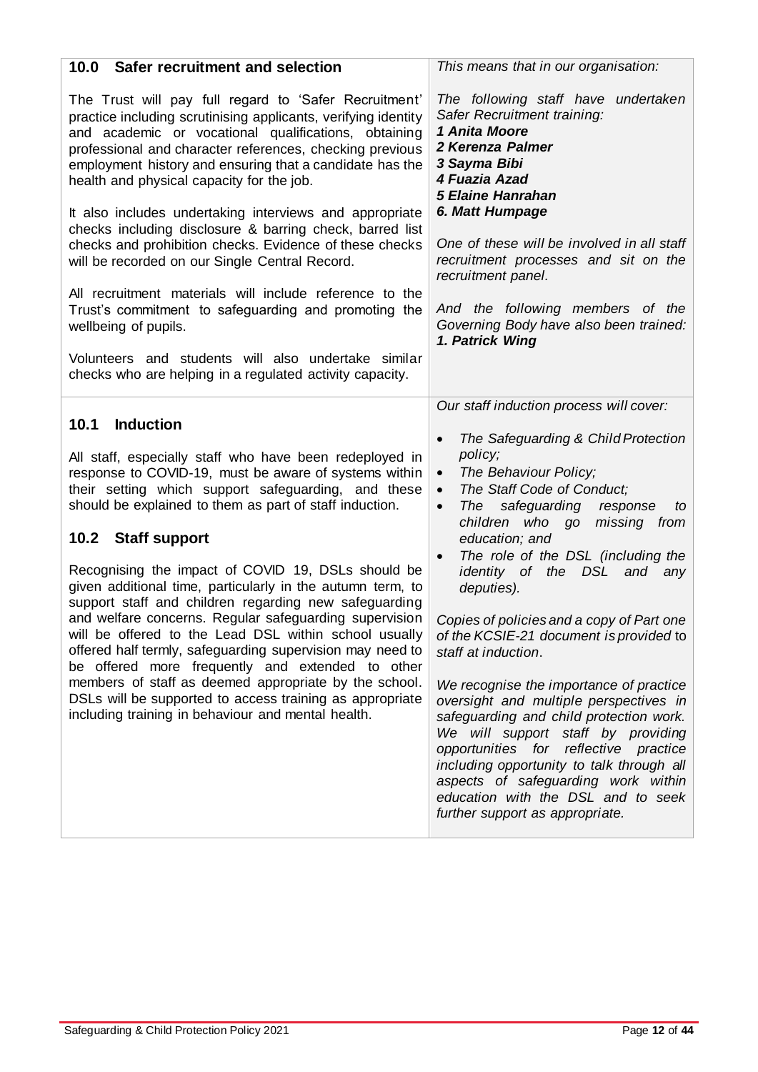## 10.0 Safer recruitment and selection

The Trust will pay full regard to 'Safer Recruitment' practice including scrutinising applicants, verifying identity and academic or vocational qualifications, obtaining professional and character references, checking previous employment history and ensuring that a candidate has the health and physical capacity for the job.

It also includes undertaking interviews and appropriate checks including disclosure & barring check, barred list checks and prohibition checks. Evidence of these checks will be recorded on our Single Central Record.

All recruitment materials will include reference to the Trust's commitment to safeguarding and promoting the wellbeing of pupils.

Volunteers and students will also undertake similar checks who are helping in a regulated activity capacity.

*This means that in our organisation:*

*The following staff have undertaken Safer Recruitment training:*
***1 Anita Moore***
***2 Kerenza Palmer***
***3 Sayma Bibi***
***4 Fuazia Azad***
***5 Elaine Hanrahan***
***6. Matt Humpage***

*One of these will be involved in all staff recruitment processes and sit on the recruitment panel.*

*And the following members of the Governing Body have also been trained:*
***1. Patrick Wing***

## 10.1 Induction

All staff, especially staff who have been redeployed in response to COVID-19, must be aware of systems within their setting which support safeguarding, and these should be explained to them as part of staff induction.

## 10.2 Staff support

Recognising the impact of COVID 19, DSLs should be given additional time, particularly in the autumn term, to support staff and children regarding new safeguarding and welfare concerns. Regular safeguarding supervision will be offered to the Lead DSL within school usually offered half termly, safeguarding supervision may need to be offered more frequently and extended to other members of staff as deemed appropriate by the school. DSLs will be supported to access training as appropriate including training in behaviour and mental health.

*Our staff induction process will cover:*

- *The Safeguarding & Child Protection policy;*
- *The Behaviour Policy;*
- *The Staff Code of Conduct;*
- *The safeguarding response to children who go missing from education; and*
- *The role of the DSL (including the identity of the DSL and any deputies).*

*Copies of policies and a copy of Part one of the KCSIE-21 document is provided* to *staff at induction*.

*We recognise the importance of practice oversight and multiple perspectives in safeguarding and child protection work. We will support staff by providing opportunities for reflective practice including opportunity to talk through all aspects of safeguarding work within education with the DSL and to seek further support as appropriate.*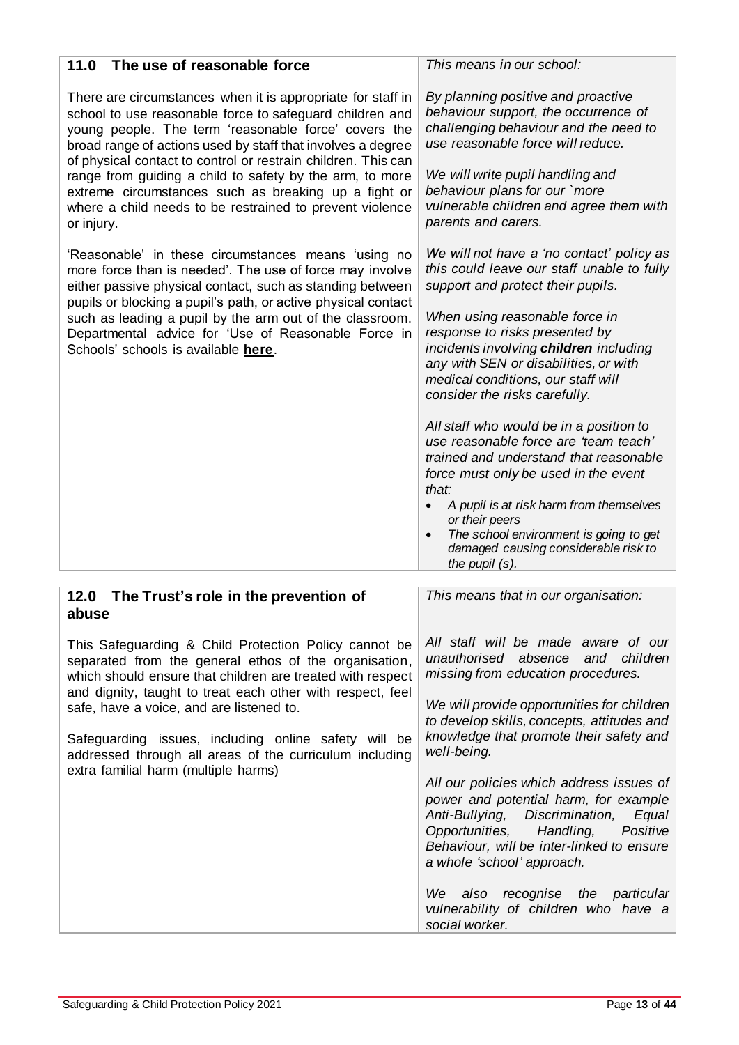| 11.0 The use of reasonable force | *This means in our school:* |
| --- | --- |
| There are circumstances when it is appropriate for staff in school to use reasonable force to safeguard children and young people. The term 'reasonable force' covers the broad range of actions used by staff that involves a degree of physical contact to control or restrain children. This can range from guiding a child to safety by the arm, to more extreme circumstances such as breaking up a fight or where a child needs to be restrained to prevent violence or injury.<br><br>'Reasonable' in these circumstances means 'using no more force than is needed'. The use of force may involve either passive physical contact, such as standing between pupils or blocking a pupil's path, or active physical contact such as leading a pupil by the arm out of the classroom. Departmental advice for 'Use of Reasonable Force in Schools' schools is available **here**. | *By planning positive and proactive behaviour support, the occurrence of challenging behaviour and the need to use reasonable force will reduce.*<br><br>*We will write pupil handling and behaviour plans for our `more vulnerable children and agree them with parents and carers.*<br><br>*We will not have a 'no contact' policy as this could leave our staff unable to fully support and protect their pupils.*<br><br>*When using reasonable force in response to risks presented by incidents involving **children** including any with SEN or disabilities, or with medical conditions, our staff will consider the risks carefully.*<br><br>*All staff who would be in a position to use reasonable force are 'team teach' trained and understand that reasonable force must only be used in the event that:*<br>• *A pupil is at risk harm from themselves or their peers*<br>• *The school environment is going to get damaged causing considerable risk to the pupil (s).* |

| 12.0 The Trust's role in the prevention of abuse | *This means that in our organisation:* |
| --- | --- |
| This Safeguarding & Child Protection Policy cannot be separated from the general ethos of the organisation, which should ensure that children are treated with respect and dignity, taught to treat each other with respect, feel safe, have a voice, and are listened to.<br><br>Safeguarding issues, including online safety will be addressed through all areas of the curriculum including extra familial harm (multiple harms) | *All staff will be made aware of our unauthorised absence and children missing from education procedures.*<br><br>*We will provide opportunities for children to develop skills, concepts, attitudes and knowledge that promote their safety and well-being.*<br><br>*All our policies which address issues of power and potential harm, for example Anti-Bullying, Discrimination, Equal Opportunities, Handling, Positive Behaviour, will be inter-linked to ensure a whole 'school' approach.*<br><br>*We also recognise the particular vulnerability of children who have a social worker.* |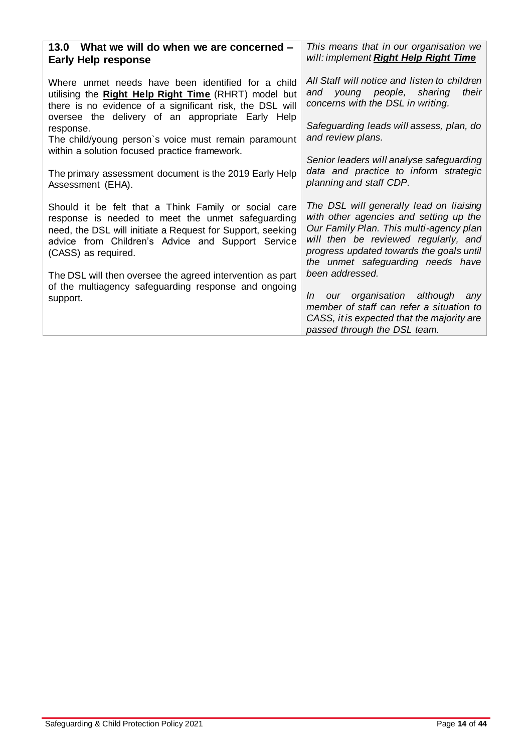| | |
|---|---|
| **13.0 What we will do when we are concerned – Early Help response**<br><br>Where unmet needs have been identified for a child utilising the **Right Help Right Time** (RHRT) model but there is no evidence of a significant risk, the DSL will oversee the delivery of an appropriate Early Help response.<br>The child/young person`s voice must remain paramount within a solution focused practice framework.<br><br>The primary assessment document is the 2019 Early Help Assessment (EHA).<br><br>Should it be felt that a Think Family or social care response is needed to meet the unmet safeguarding need, the DSL will initiate a Request for Support, seeking advice from Children's Advice and Support Service (CASS) as required.<br><br>The DSL will then oversee the agreed intervention as part of the multiagency safeguarding response and ongoing support. | *This means that in our organisation we will: implement **Right Help Right Time***<br><br>*All Staff will notice and listen to children and young people, sharing their concerns with the DSL in writing.*<br><br>*Safeguarding leads will assess, plan, do and review plans.*<br><br>*Senior leaders will analyse safeguarding data and practice to inform strategic planning and staff CDP.*<br><br>*The DSL will generally lead on liaising with other agencies and setting up the Our Family Plan. This multi-agency plan will then be reviewed regularly, and progress updated towards the goals until the unmet safeguarding needs have been addressed.*<br><br>*In our organisation although any member of staff can refer a situation to CASS, it is expected that the majority are passed through the DSL team.* |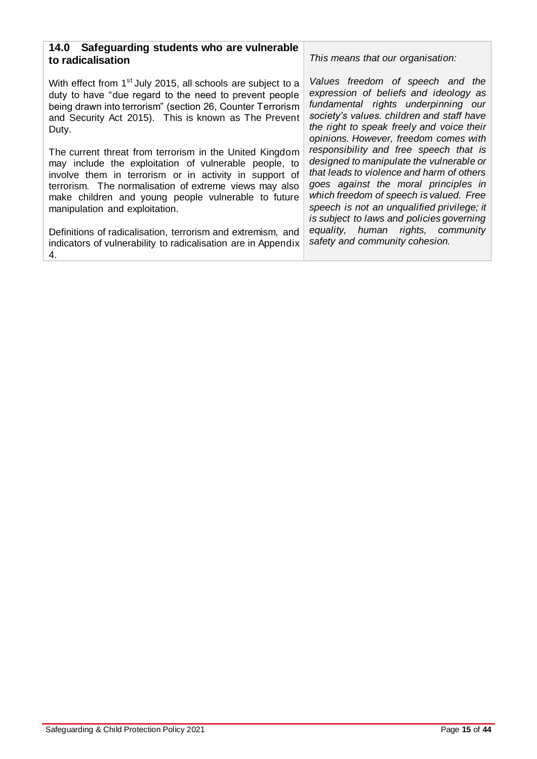## 14.0 Safeguarding students who are vulnerable to radicalisation

With effect from 1st July 2015, all schools are subject to a duty to have "due regard to the need to prevent people being drawn into terrorism" (section 26, Counter Terrorism and Security Act 2015). This is known as The Prevent Duty.

The current threat from terrorism in the United Kingdom may include the exploitation of vulnerable people, to involve them in terrorism or in activity in support of terrorism. The normalisation of extreme views may also make children and young people vulnerable to future manipulation and exploitation.

Definitions of radicalisation, terrorism and extremism, and indicators of vulnerability to radicalisation are in Appendix 4.

*This means that our organisation:*

*Values freedom of speech and the expression of beliefs and ideology as fundamental rights underpinning our society's values. children and staff have the right to speak freely and voice their opinions. However, freedom comes with responsibility and free speech that is designed to manipulate the vulnerable or that leads to violence and harm of others goes against the moral principles in which freedom of speech is valued. Free speech is not an unqualified privilege; it is subject to laws and policies governing equality, human rights, community safety and community cohesion.*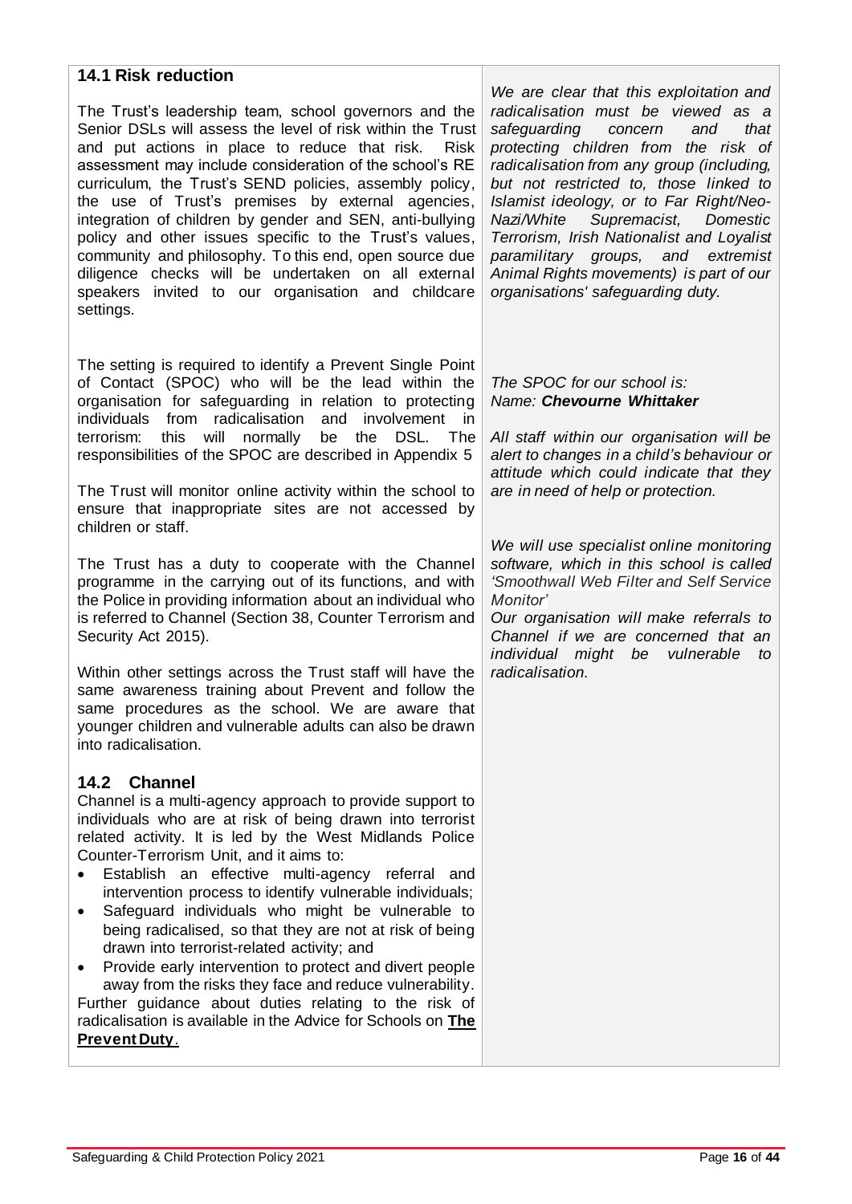## 14.1 Risk reduction

The Trust's leadership team, school governors and the Senior DSLs will assess the level of risk within the Trust and put actions in place to reduce that risk. Risk assessment may include consideration of the school's RE curriculum, the Trust's SEND policies, assembly policy, the use of Trust's premises by external agencies, integration of children by gender and SEN, anti-bullying policy and other issues specific to the Trust's values, community and philosophy. To this end, open source due diligence checks will be undertaken on all external speakers invited to our organisation and childcare settings.

*We are clear that this exploitation and radicalisation must be viewed as a safeguarding concern and that protecting children from the risk of radicalisation from any group (including, but not restricted to, those linked to Islamist ideology, or to Far Right/Neo-Nazi/White Supremacist, Domestic Terrorism, Irish Nationalist and Loyalist paramilitary groups, and extremist Animal Rights movements) is part of our organisations' safeguarding duty.*

The setting is required to identify a Prevent Single Point of Contact (SPOC) who will be the lead within the organisation for safeguarding in relation to protecting individuals from radicalisation and involvement in terrorism: this will normally be the DSL. The responsibilities of the SPOC are described in Appendix 5

*The SPOC for our school is:*
*Name:* ***Chevourne Whittaker***

*All staff within our organisation will be alert to changes in a child's behaviour or attitude which could indicate that they are in need of help or protection.*

The Trust will monitor online activity within the school to ensure that inappropriate sites are not accessed by children or staff.

*We will use specialist online monitoring software, which in this school is called 'Smoothwall Web Filter and Self Service Monitor'*

The Trust has a duty to cooperate with the Channel programme in the carrying out of its functions, and with the Police in providing information about an individual who is referred to Channel (Section 38, Counter Terrorism and Security Act 2015).

*Our organisation will make referrals to Channel if we are concerned that an individual might be vulnerable to radicalisation.*

Within other settings across the Trust staff will have the same awareness training about Prevent and follow the same procedures as the school. We are aware that younger children and vulnerable adults can also be drawn into radicalisation.

## 14.2 Channel

Channel is a multi-agency approach to provide support to individuals who are at risk of being drawn into terrorist related activity. It is led by the West Midlands Police Counter-Terrorism Unit, and it aims to:

- Establish an effective multi-agency referral and intervention process to identify vulnerable individuals;
- Safeguard individuals who might be vulnerable to being radicalised, so that they are not at risk of being drawn into terrorist-related activity; and
- Provide early intervention to protect and divert people away from the risks they face and reduce vulnerability.

Further guidance about duties relating to the risk of radicalisation is available in the Advice for Schools on **The Prevent Duty**.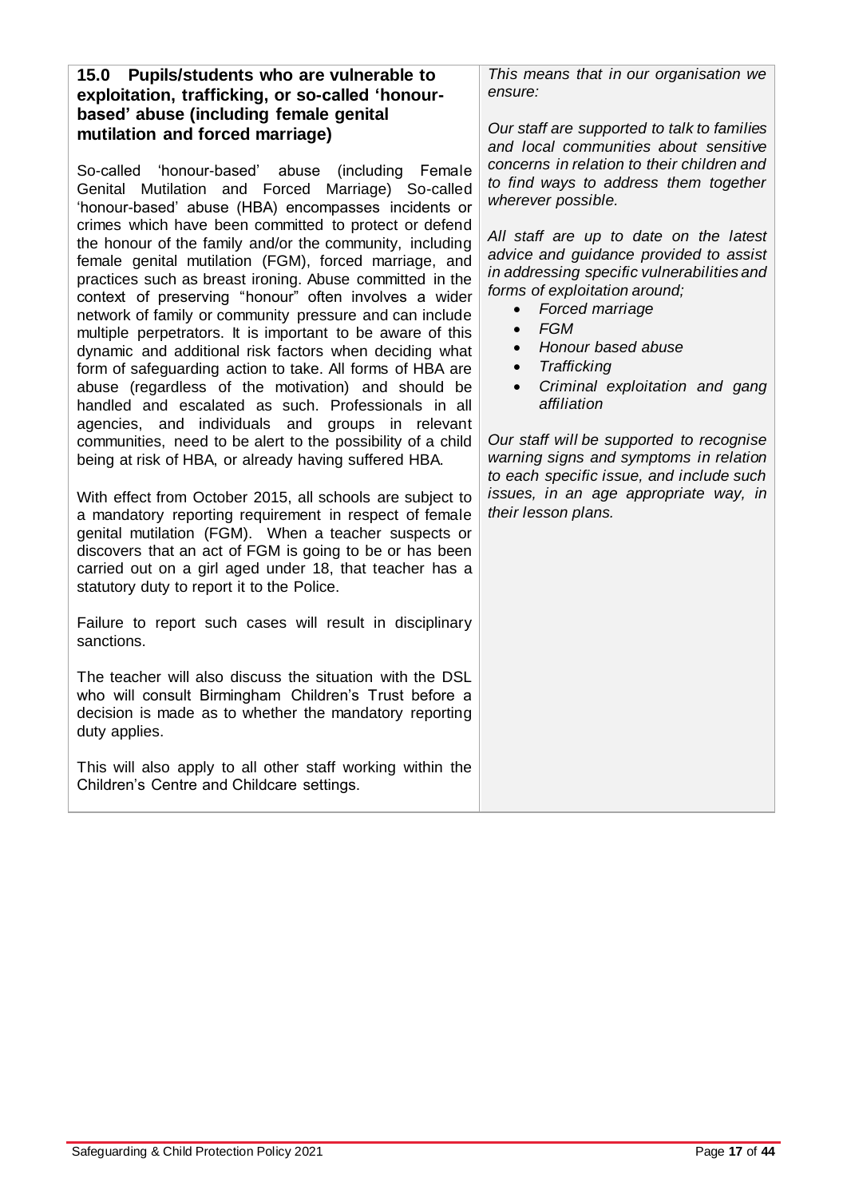## 15.0 Pupils/students who are vulnerable to exploitation, trafficking, or so-called 'honour-based' abuse (including female genital mutilation and forced marriage)

So-called 'honour-based' abuse (including Female Genital Mutilation and Forced Marriage) So-called 'honour-based' abuse (HBA) encompasses incidents or crimes which have been committed to protect or defend the honour of the family and/or the community, including female genital mutilation (FGM), forced marriage, and practices such as breast ironing. Abuse committed in the context of preserving "honour" often involves a wider network of family or community pressure and can include multiple perpetrators. It is important to be aware of this dynamic and additional risk factors when deciding what form of safeguarding action to take. All forms of HBA are abuse (regardless of the motivation) and should be handled and escalated as such. Professionals in all agencies, and individuals and groups in relevant communities, need to be alert to the possibility of a child being at risk of HBA, or already having suffered HBA.

With effect from October 2015, all schools are subject to a mandatory reporting requirement in respect of female genital mutilation (FGM). When a teacher suspects or discovers that an act of FGM is going to be or has been carried out on a girl aged under 18, that teacher has a statutory duty to report it to the Police.

Failure to report such cases will result in disciplinary sanctions.

The teacher will also discuss the situation with the DSL who will consult Birmingham Children's Trust before a decision is made as to whether the mandatory reporting duty applies.

This will also apply to all other staff working within the Children's Centre and Childcare settings.

*This means that in our organisation we ensure:*

*Our staff are supported to talk to families and local communities about sensitive concerns in relation to their children and to find ways to address them together wherever possible.*

*All staff are up to date on the latest advice and guidance provided to assist in addressing specific vulnerabilities and forms of exploitation around;*

- *Forced marriage*
- *FGM*
- *Honour based abuse*
- *Trafficking*
- *Criminal exploitation and gang affiliation*

*Our staff will be supported to recognise warning signs and symptoms in relation to each specific issue, and include such issues, in an age appropriate way, in their lesson plans.*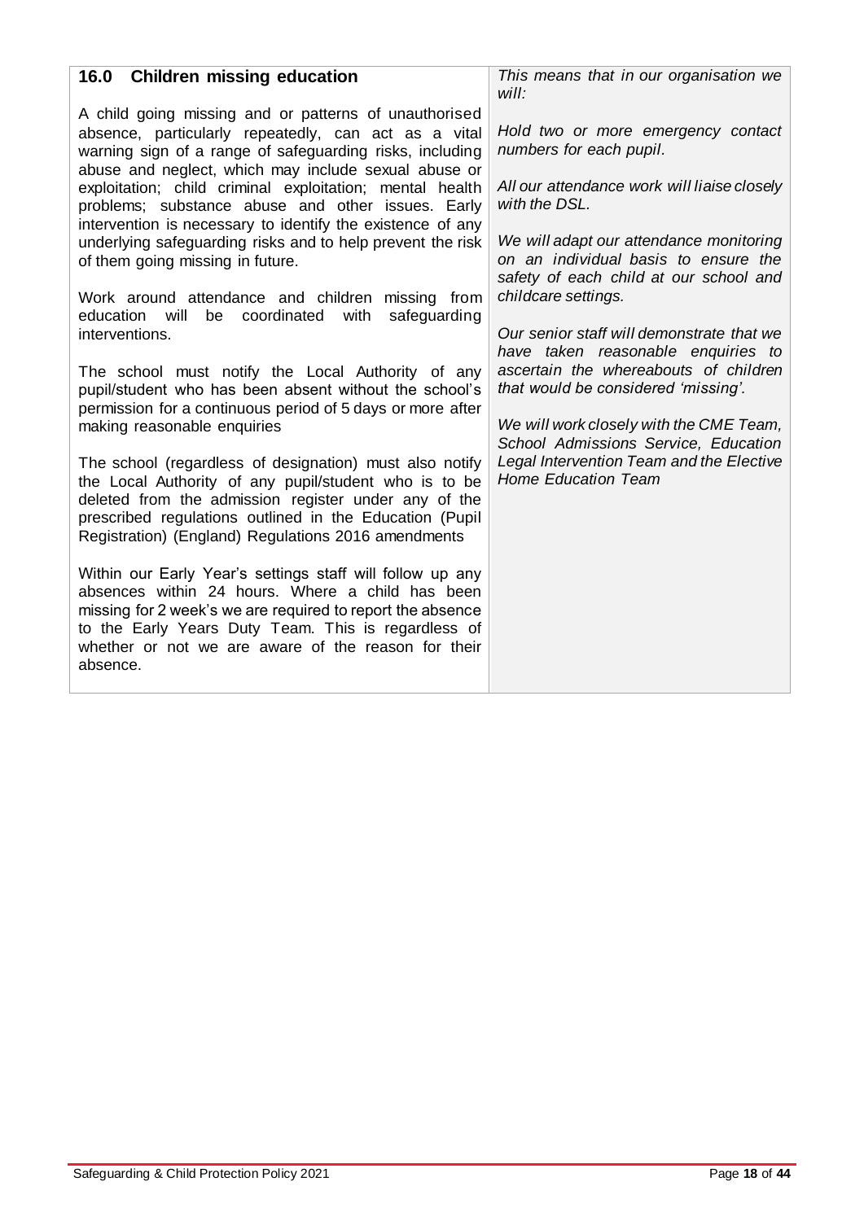## 16.0 Children missing education

A child going missing and or patterns of unauthorised absence, particularly repeatedly, can act as a vital warning sign of a range of safeguarding risks, including abuse and neglect, which may include sexual abuse or exploitation; child criminal exploitation; mental health problems; substance abuse and other issues. Early intervention is necessary to identify the existence of any underlying safeguarding risks and to help prevent the risk of them going missing in future.

Work around attendance and children missing from education will be coordinated with safeguarding interventions.

The school must notify the Local Authority of any pupil/student who has been absent without the school's permission for a continuous period of 5 days or more after making reasonable enquiries

The school (regardless of designation) must also notify the Local Authority of any pupil/student who is to be deleted from the admission register under any of the prescribed regulations outlined in the Education (Pupil Registration) (England) Regulations 2016 amendments

Within our Early Year's settings staff will follow up any absences within 24 hours. Where a child has been missing for 2 week's we are required to report the absence to the Early Years Duty Team. This is regardless of whether or not we are aware of the reason for their absence.

*This means that in our organisation we will:*

*Hold two or more emergency contact numbers for each pupil.*

*All our attendance work will liaise closely with the DSL.*

*We will adapt our attendance monitoring on an individual basis to ensure the safety of each child at our school and childcare settings.*

*Our senior staff will demonstrate that we have taken reasonable enquiries to ascertain the whereabouts of children that would be considered 'missing'.*

*We will work closely with the CME Team, School Admissions Service, Education Legal Intervention Team and the Elective Home Education Team*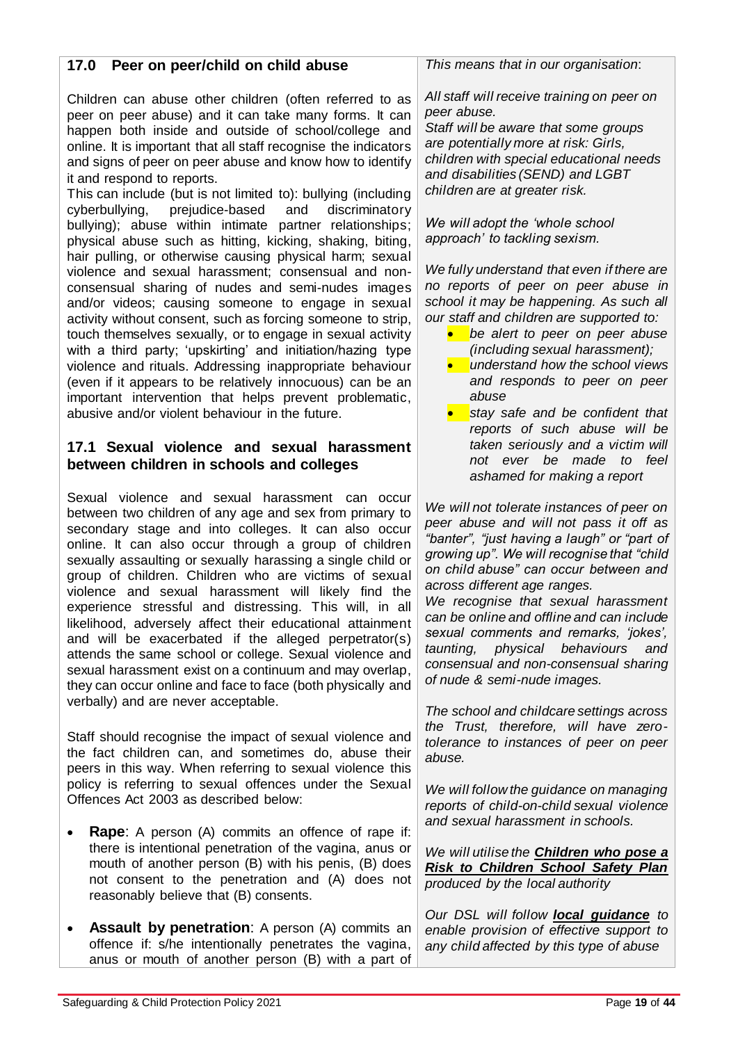## 17.0 Peer on peer/child on child abuse

Children can abuse other children (often referred to as peer on peer abuse) and it can take many forms. It can happen both inside and outside of school/college and online. It is important that all staff recognise the indicators and signs of peer on peer abuse and know how to identify it and respond to reports.

This can include (but is not limited to): bullying (including cyberbullying, prejudice-based and discriminatory bullying); abuse within intimate partner relationships; physical abuse such as hitting, kicking, shaking, biting, hair pulling, or otherwise causing physical harm; sexual violence and sexual harassment; consensual and non-consensual sharing of nudes and semi-nudes images and/or videos; causing someone to engage in sexual activity without consent, such as forcing someone to strip, touch themselves sexually, or to engage in sexual activity with a third party; 'upskirting' and initiation/hazing type violence and rituals. Addressing inappropriate behaviour (even if it appears to be relatively innocuous) can be an important intervention that helps prevent problematic, abusive and/or violent behaviour in the future.

### 17.1 Sexual violence and sexual harassment between children in schools and colleges

Sexual violence and sexual harassment can occur between two children of any age and sex from primary to secondary stage and into colleges. It can also occur online. It can also occur through a group of children sexually assaulting or sexually harassing a single child or group of children. Children who are victims of sexual violence and sexual harassment will likely find the experience stressful and distressing. This will, in all likelihood, adversely affect their educational attainment and will be exacerbated if the alleged perpetrator(s) attends the same school or college. Sexual violence and sexual harassment exist on a continuum and may overlap, they can occur online and face to face (both physically and verbally) and are never acceptable.

Staff should recognise the impact of sexual violence and the fact children can, and sometimes do, abuse their peers in this way. When referring to sexual violence this policy is referring to sexual offences under the Sexual Offences Act 2003 as described below:

- **Rape**: A person (A) commits an offence of rape if: there is intentional penetration of the vagina, anus or mouth of another person (B) with his penis, (B) does not consent to the penetration and (A) does not reasonably believe that (B) consents.
- **Assault by penetration**: A person (A) commits an offence if: s/he intentionally penetrates the vagina, anus or mouth of another person (B) with a part of

*This means that in our organisation*:

*All staff will receive training on peer on peer abuse.*
*Staff will be aware that some groups are potentially more at risk: Girls, children with special educational needs and disabilities (SEND) and LGBT children are at greater risk.*

*We will adopt the 'whole school approach' to tackling sexism.*

*We fully understand that even if there are no reports of peer on peer abuse in school it may be happening. As such all our staff and children are supported to:*

- *be alert to peer on peer abuse (including sexual harassment);*
- *understand how the school views and responds to peer on peer abuse*
- *stay safe and be confident that reports of such abuse will be taken seriously and a victim will not ever be made to feel ashamed for making a report*

*We will not tolerate instances of peer on peer abuse and will not pass it off as "banter", "just having a laugh" or "part of growing up". We will recognise that "child on child abuse" can occur between and across different age ranges.*
*We recognise that sexual harassment can be online and offline and can include sexual comments and remarks, 'jokes', taunting, physical behaviours and consensual and non-consensual sharing of nude & semi-nude images.*

*The school and childcare settings across the Trust, therefore, will have zero-tolerance to instances of peer on peer abuse.*

*We will follow the guidance on managing reports of child-on-child sexual violence and sexual harassment in schools.*

*We will utilise the* ***Children who pose a Risk to Children School Safety Plan*** *produced by the local authority*

*Our DSL will follow* ***local guidance*** *to enable provision of effective support to any child affected by this type of abuse*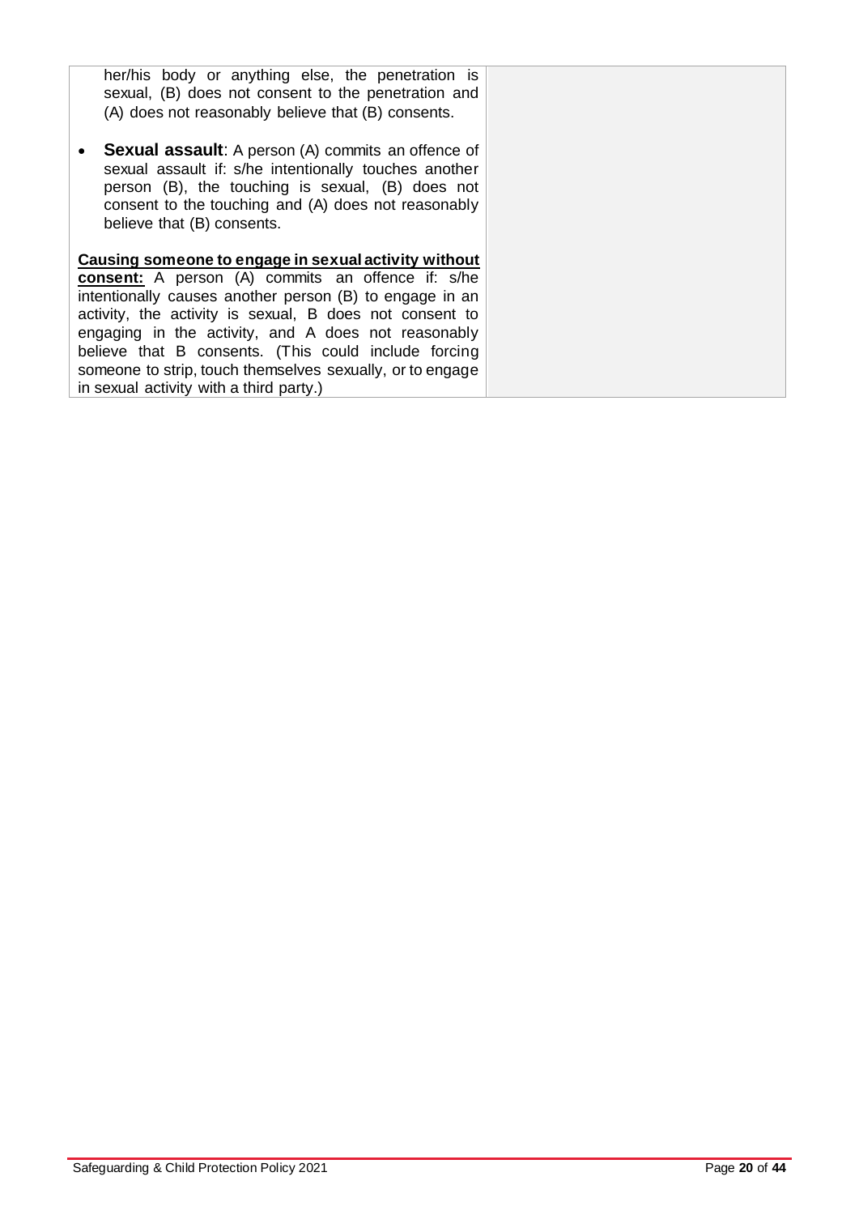her/his body or anything else, the penetration is sexual, (B) does not consent to the penetration and (A) does not reasonably believe that (B) consents.

- **Sexual assault**: A person (A) commits an offence of sexual assault if: s/he intentionally touches another person (B), the touching is sexual, (B) does not consent to the touching and (A) does not reasonably believe that (B) consents.

**Causing someone to engage in sexual activity without consent:** A person (A) commits an offence if: s/he intentionally causes another person (B) to engage in an activity, the activity is sexual, B does not consent to engaging in the activity, and A does not reasonably believe that B consents. (This could include forcing someone to strip, touch themselves sexually, or to engage in sexual activity with a third party.)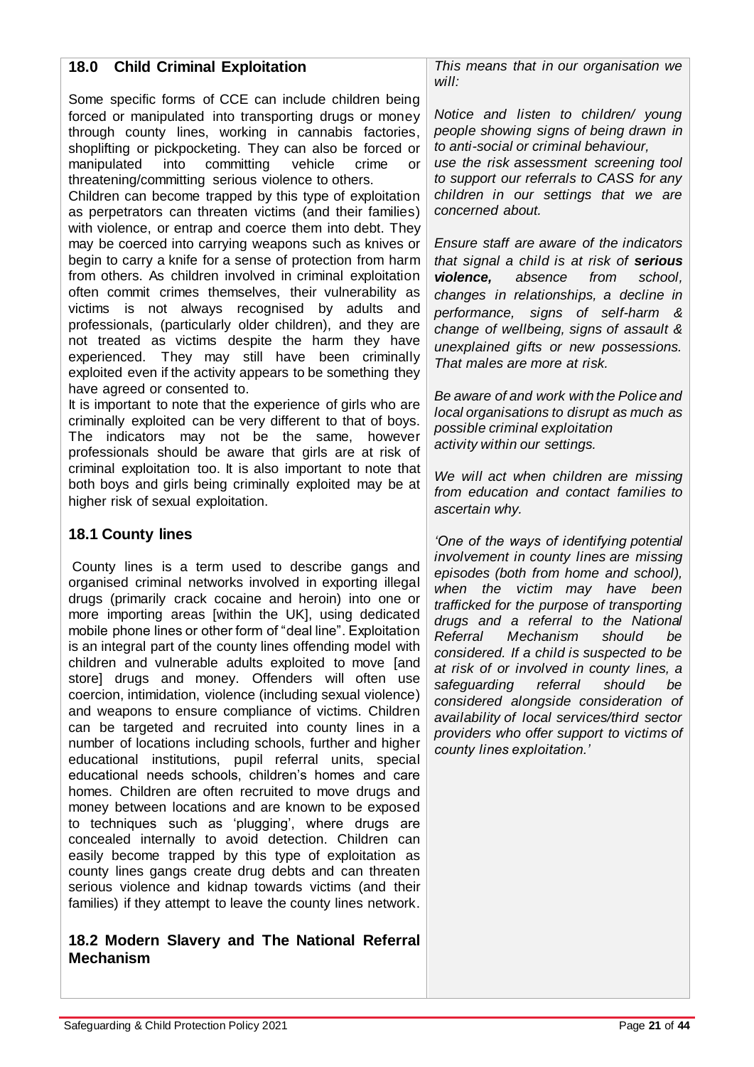## 18.0 Child Criminal Exploitation

Some specific forms of CCE can include children being forced or manipulated into transporting drugs or money through county lines, working in cannabis factories, shoplifting or pickpocketing. They can also be forced or manipulated into committing vehicle crime or threatening/committing serious violence to others.

Children can become trapped by this type of exploitation as perpetrators can threaten victims (and their families) with violence, or entrap and coerce them into debt. They may be coerced into carrying weapons such as knives or begin to carry a knife for a sense of protection from harm from others. As children involved in criminal exploitation often commit crimes themselves, their vulnerability as victims is not always recognised by adults and professionals, (particularly older children), and they are not treated as victims despite the harm they have experienced. They may still have been criminally exploited even if the activity appears to be something they have agreed or consented to.

It is important to note that the experience of girls who are criminally exploited can be very different to that of boys. The indicators may not be the same, however professionals should be aware that girls are at risk of criminal exploitation too. It is also important to note that both boys and girls being criminally exploited may be at higher risk of sexual exploitation.

### 18.1 County lines

County lines is a term used to describe gangs and organised criminal networks involved in exporting illegal drugs (primarily crack cocaine and heroin) into one or more importing areas [within the UK], using dedicated mobile phone lines or other form of "deal line". Exploitation is an integral part of the county lines offending model with children and vulnerable adults exploited to move [and store] drugs and money. Offenders will often use coercion, intimidation, violence (including sexual violence) and weapons to ensure compliance of victims. Children can be targeted and recruited into county lines in a number of locations including schools, further and higher educational institutions, pupil referral units, special educational needs schools, children's homes and care homes. Children are often recruited to move drugs and money between locations and are known to be exposed to techniques such as 'plugging', where drugs are concealed internally to avoid detection. Children can easily become trapped by this type of exploitation as county lines gangs create drug debts and can threaten serious violence and kidnap towards victims (and their families) if they attempt to leave the county lines network.

### 18.2 Modern Slavery and The National Referral Mechanism

*This means that in our organisation we will:*

*Notice and listen to children/ young people showing signs of being drawn in to anti-social or criminal behaviour,*
*use the risk assessment screening tool to support our referrals to CASS for any children in our settings that we are concerned about.*

*Ensure staff are aware of the indicators that signal a child is at risk of **serious violence,** absence from school, changes in relationships, a decline in performance, signs of self-harm & change of wellbeing, signs of assault & unexplained gifts or new possessions. That males are more at risk.*

*Be aware of and work with the Police and local organisations to disrupt as much as possible criminal exploitation activity within our settings.*

*We will act when children are missing from education and contact families to ascertain why.*

*'One of the ways of identifying potential involvement in county lines are missing episodes (both from home and school), when the victim may have been trafficked for the purpose of transporting drugs and a referral to the National Referral Mechanism should be considered. If a child is suspected to be at risk of or involved in county lines, a safeguarding referral should be considered alongside consideration of availability of local services/third sector providers who offer support to victims of county lines exploitation.'*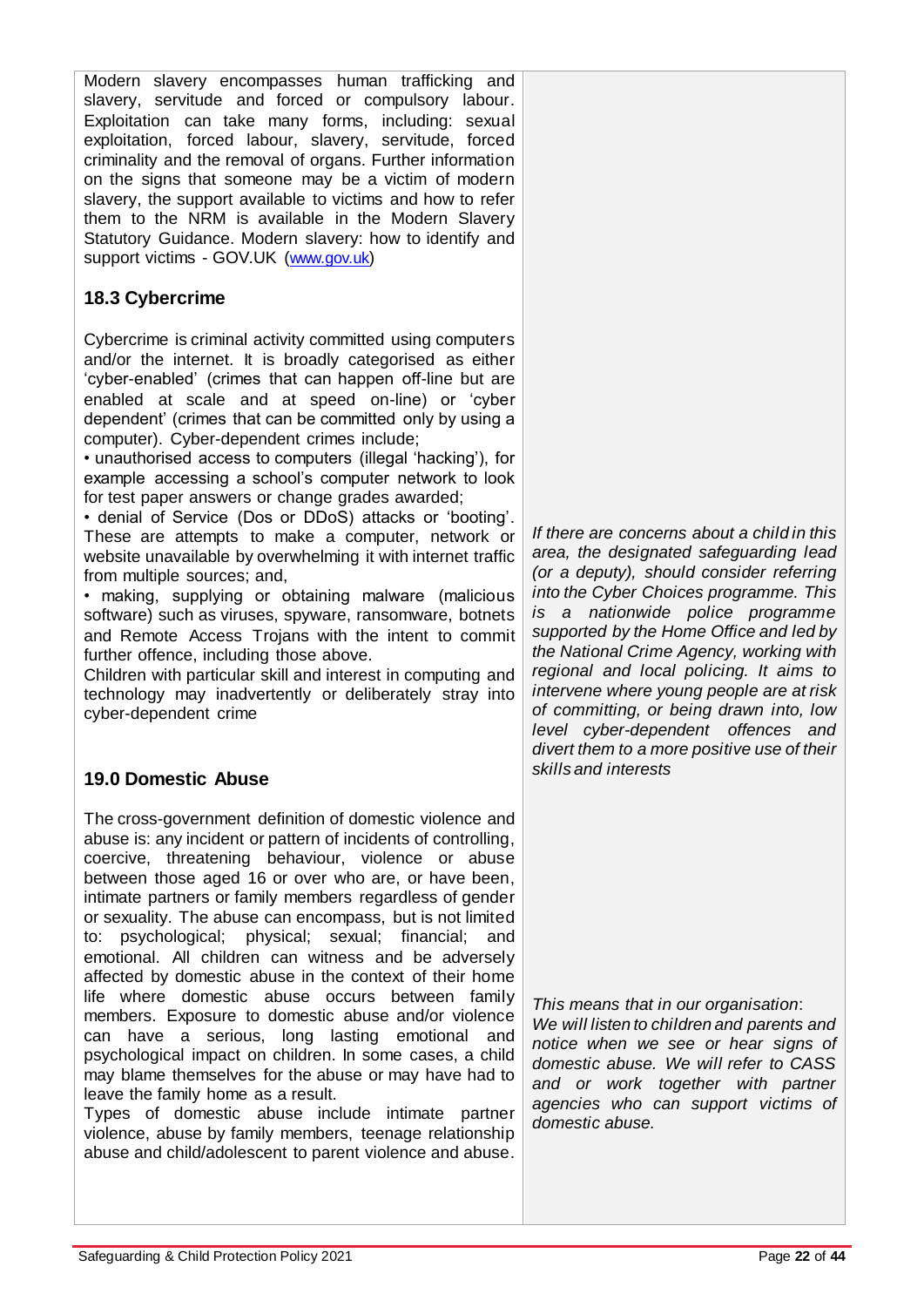Modern slavery encompasses human trafficking and slavery, servitude and forced or compulsory labour. Exploitation can take many forms, including: sexual exploitation, forced labour, slavery, servitude, forced criminality and the removal of organs. Further information on the signs that someone may be a victim of modern slavery, the support available to victims and how to refer them to the NRM is available in the Modern Slavery Statutory Guidance. Modern slavery: how to identify and support victims - GOV.UK (www.gov.uk)

## 18.3 Cybercrime

Cybercrime is criminal activity committed using computers and/or the internet. It is broadly categorised as either 'cyber-enabled' (crimes that can happen off-line but are enabled at scale and at speed on-line) or 'cyber dependent' (crimes that can be committed only by using a computer). Cyber-dependent crimes include;

- unauthorised access to computers (illegal 'hacking'), for example accessing a school's computer network to look for test paper answers or change grades awarded;
- denial of Service (Dos or DDoS) attacks or 'booting'. These are attempts to make a computer, network or website unavailable by overwhelming it with internet traffic from multiple sources; and,
- making, supplying or obtaining malware (malicious software) such as viruses, spyware, ransomware, botnets and Remote Access Trojans with the intent to commit further offence, including those above.

Children with particular skill and interest in computing and technology may inadvertently or deliberately stray into cyber-dependent crime

*If there are concerns about a child in this area, the designated safeguarding lead (or a deputy), should consider referring into the Cyber Choices programme. This is a nationwide police programme supported by the Home Office and led by the National Crime Agency, working with regional and local policing. It aims to intervene where young people are at risk of committing, or being drawn into, low level cyber-dependent offences and divert them to a more positive use of their skills and interests*

## 19.0 Domestic Abuse

The cross-government definition of domestic violence and abuse is: any incident or pattern of incidents of controlling, coercive, threatening behaviour, violence or abuse between those aged 16 or over who are, or have been, intimate partners or family members regardless of gender or sexuality. The abuse can encompass, but is not limited to: psychological; physical; sexual; financial; and emotional. All children can witness and be adversely affected by domestic abuse in the context of their home life where domestic abuse occurs between family members. Exposure to domestic abuse and/or violence can have a serious, long lasting emotional and psychological impact on children. In some cases, a child may blame themselves for the abuse or may have had to leave the family home as a result.

Types of domestic abuse include intimate partner violence, abuse by family members, teenage relationship abuse and child/adolescent to parent violence and abuse.

*This means that in our organisation*:
*We will listen to children and parents and notice when we see or hear signs of domestic abuse. We will refer to CASS and or work together with partner agencies who can support victims of domestic abuse.*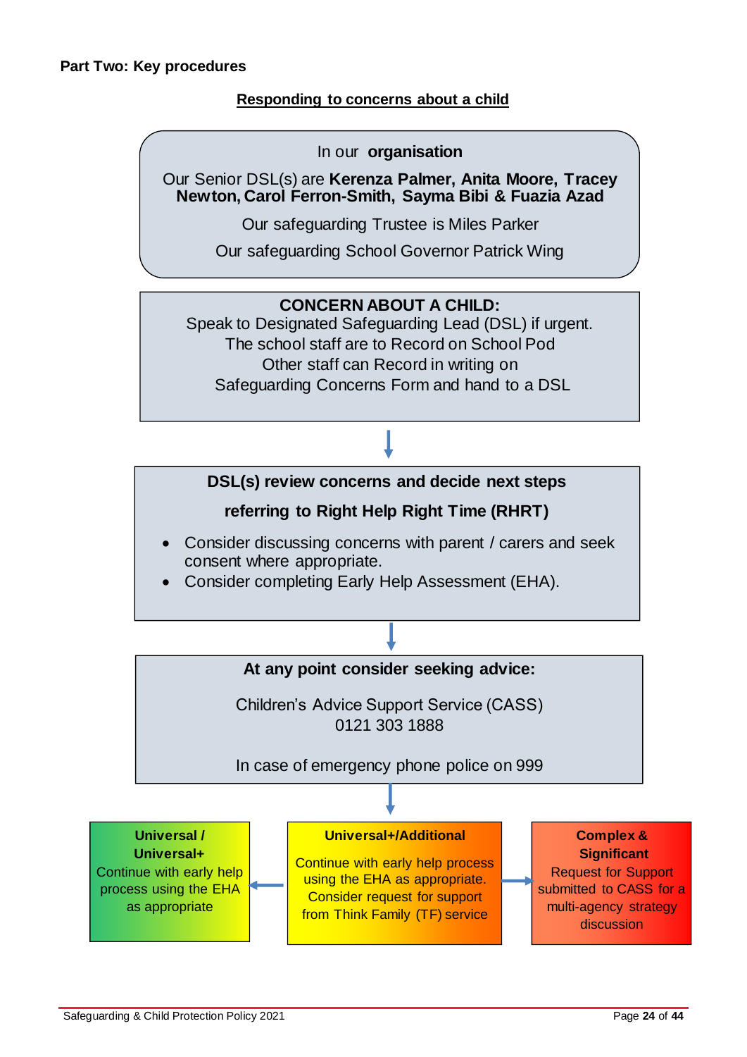**Part Two: Key procedures**

**Responding to concerns about a child**

In our **organisation**

Our Senior DSL(s) are **Kerenza Palmer, Anita Moore, Tracey Newton, Carol Ferron-Smith, Sayma Bibi & Fuazia Azad**

Our safeguarding Trustee is Miles Parker

Our safeguarding School Governor Patrick Wing

**CONCERN ABOUT A CHILD:**
Speak to Designated Safeguarding Lead (DSL) if urgent.
The school staff are to Record on School Pod
Other staff can Record in writing on
Safeguarding Concerns Form and hand to a DSL

**DSL(s) review concerns and decide next steps**

**referring to Right Help Right Time (RHRT)**

- Consider discussing concerns with parent / carers and seek consent where appropriate.
- Consider completing Early Help Assessment (EHA).

**At any point consider seeking advice:**

Children's Advice Support Service (CASS)
0121 303 1888

In case of emergency phone police on 999

**Universal / Universal+**
Continue with early help process using the EHA as appropriate

**Universal+/Additional**
Continue with early help process using the EHA as appropriate. Consider request for support from Think Family (TF) service

**Complex & Significant**
Request for Support submitted to CASS for a multi-agency strategy discussion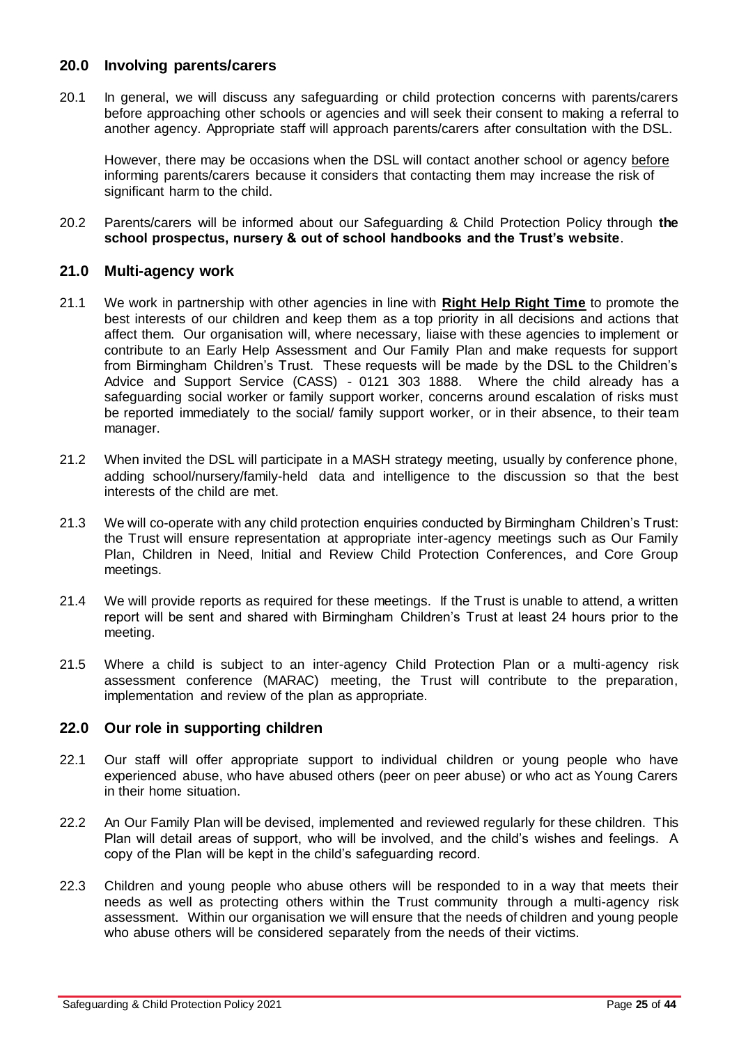## 20.0 Involving parents/carers

20.1 In general, we will discuss any safeguarding or child protection concerns with parents/carers before approaching other schools or agencies and will seek their consent to making a referral to another agency. Appropriate staff will approach parents/carers after consultation with the DSL.

However, there may be occasions when the DSL will contact another school or agency before informing parents/carers because it considers that contacting them may increase the risk of significant harm to the child.

20.2 Parents/carers will be informed about our Safeguarding & Child Protection Policy through **the school prospectus, nursery & out of school handbooks and the Trust's website**.

## 21.0 Multi-agency work

21.1 We work in partnership with other agencies in line with **Right Help Right Time** to promote the best interests of our children and keep them as a top priority in all decisions and actions that affect them. Our organisation will, where necessary, liaise with these agencies to implement or contribute to an Early Help Assessment and Our Family Plan and make requests for support from Birmingham Children's Trust. These requests will be made by the DSL to the Children's Advice and Support Service (CASS) - 0121 303 1888. Where the child already has a safeguarding social worker or family support worker, concerns around escalation of risks must be reported immediately to the social/ family support worker, or in their absence, to their team manager.

21.2 When invited the DSL will participate in a MASH strategy meeting, usually by conference phone, adding school/nursery/family-held data and intelligence to the discussion so that the best interests of the child are met.

21.3 We will co-operate with any child protection enquiries conducted by Birmingham Children's Trust: the Trust will ensure representation at appropriate inter-agency meetings such as Our Family Plan, Children in Need, Initial and Review Child Protection Conferences, and Core Group meetings.

21.4 We will provide reports as required for these meetings. If the Trust is unable to attend, a written report will be sent and shared with Birmingham Children's Trust at least 24 hours prior to the meeting.

21.5 Where a child is subject to an inter-agency Child Protection Plan or a multi-agency risk assessment conference (MARAC) meeting, the Trust will contribute to the preparation, implementation and review of the plan as appropriate.

## 22.0 Our role in supporting children

22.1 Our staff will offer appropriate support to individual children or young people who have experienced abuse, who have abused others (peer on peer abuse) or who act as Young Carers in their home situation.

22.2 An Our Family Plan will be devised, implemented and reviewed regularly for these children. This Plan will detail areas of support, who will be involved, and the child's wishes and feelings. A copy of the Plan will be kept in the child's safeguarding record.

22.3 Children and young people who abuse others will be responded to in a way that meets their needs as well as protecting others within the Trust community through a multi-agency risk assessment. Within our organisation we will ensure that the needs of children and young people who abuse others will be considered separately from the needs of their victims.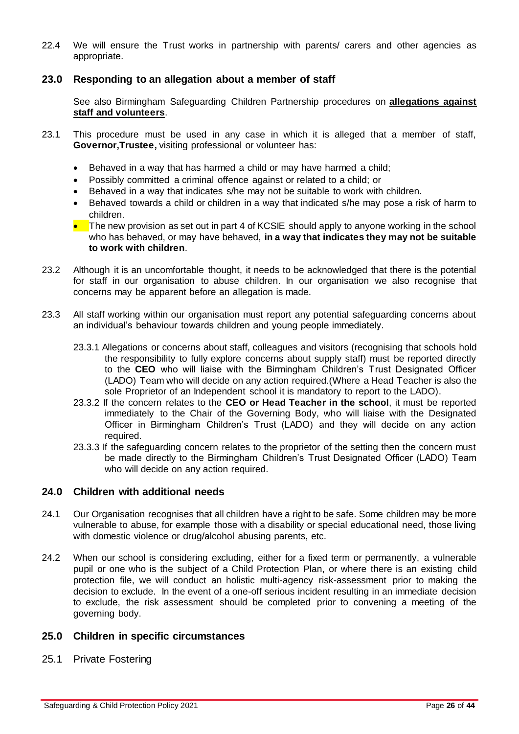22.4 We will ensure the Trust works in partnership with parents/ carers and other agencies as appropriate.

## 23.0 Responding to an allegation about a member of staff

See also Birmingham Safeguarding Children Partnership procedures on **allegations against staff and volunteers**.

23.1 This procedure must be used in any case in which it is alleged that a member of staff, **Governor,Trustee,** visiting professional or volunteer has:

- Behaved in a way that has harmed a child or may have harmed a child;
- Possibly committed a criminal offence against or related to a child; or
- Behaved in a way that indicates s/he may not be suitable to work with children.
- Behaved towards a child or children in a way that indicated s/he may pose a risk of harm to children.
- The new provision as set out in part 4 of KCSIE should apply to anyone working in the school who has behaved, or may have behaved, **in a way that indicates they may not be suitable to work with children**.

23.2 Although it is an uncomfortable thought, it needs to be acknowledged that there is the potential for staff in our organisation to abuse children. In our organisation we also recognise that concerns may be apparent before an allegation is made.

23.3 All staff working within our organisation must report any potential safeguarding concerns about an individual's behaviour towards children and young people immediately.

23.3.1 Allegations or concerns about staff, colleagues and visitors (recognising that schools hold the responsibility to fully explore concerns about supply staff) must be reported directly to the **CEO** who will liaise with the Birmingham Children's Trust Designated Officer (LADO) Team who will decide on any action required.(Where a Head Teacher is also the sole Proprietor of an Independent school it is mandatory to report to the LADO).

23.3.2 If the concern relates to the **CEO or Head Teacher in the school**, it must be reported immediately to the Chair of the Governing Body, who will liaise with the Designated Officer in Birmingham Children's Trust (LADO) and they will decide on any action required.

23.3.3 If the safeguarding concern relates to the proprietor of the setting then the concern must be made directly to the Birmingham Children's Trust Designated Officer (LADO) Team who will decide on any action required.

## 24.0 Children with additional needs

24.1 Our Organisation recognises that all children have a right to be safe. Some children may be more vulnerable to abuse, for example those with a disability or special educational need, those living with domestic violence or drug/alcohol abusing parents, etc.

24.2 When our school is considering excluding, either for a fixed term or permanently, a vulnerable pupil or one who is the subject of a Child Protection Plan, or where there is an existing child protection file, we will conduct an holistic multi-agency risk-assessment prior to making the decision to exclude. In the event of a one-off serious incident resulting in an immediate decision to exclude, the risk assessment should be completed prior to convening a meeting of the governing body.

## 25.0 Children in specific circumstances

25.1 Private Fostering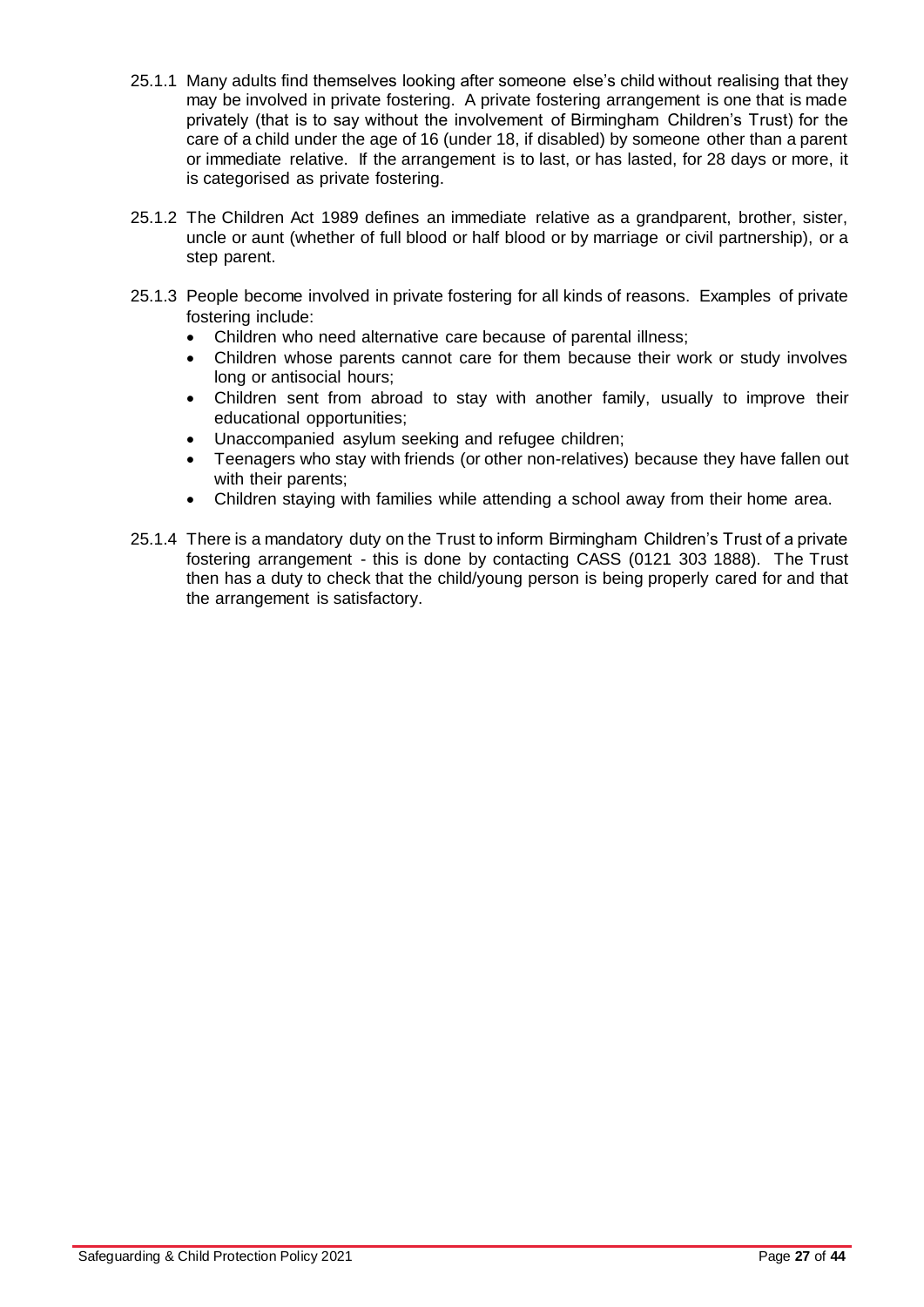25.1.1 Many adults find themselves looking after someone else's child without realising that they may be involved in private fostering. A private fostering arrangement is one that is made privately (that is to say without the involvement of Birmingham Children's Trust) for the care of a child under the age of 16 (under 18, if disabled) by someone other than a parent or immediate relative. If the arrangement is to last, or has lasted, for 28 days or more, it is categorised as private fostering.

25.1.2 The Children Act 1989 defines an immediate relative as a grandparent, brother, sister, uncle or aunt (whether of full blood or half blood or by marriage or civil partnership), or a step parent.

25.1.3 People become involved in private fostering for all kinds of reasons. Examples of private fostering include:

- Children who need alternative care because of parental illness;
- Children whose parents cannot care for them because their work or study involves long or antisocial hours;
- Children sent from abroad to stay with another family, usually to improve their educational opportunities;
- Unaccompanied asylum seeking and refugee children;
- Teenagers who stay with friends (or other non-relatives) because they have fallen out with their parents;
- Children staying with families while attending a school away from their home area.

25.1.4 There is a mandatory duty on the Trust to inform Birmingham Children's Trust of a private fostering arrangement - this is done by contacting CASS (0121 303 1888). The Trust then has a duty to check that the child/young person is being properly cared for and that the arrangement is satisfactory.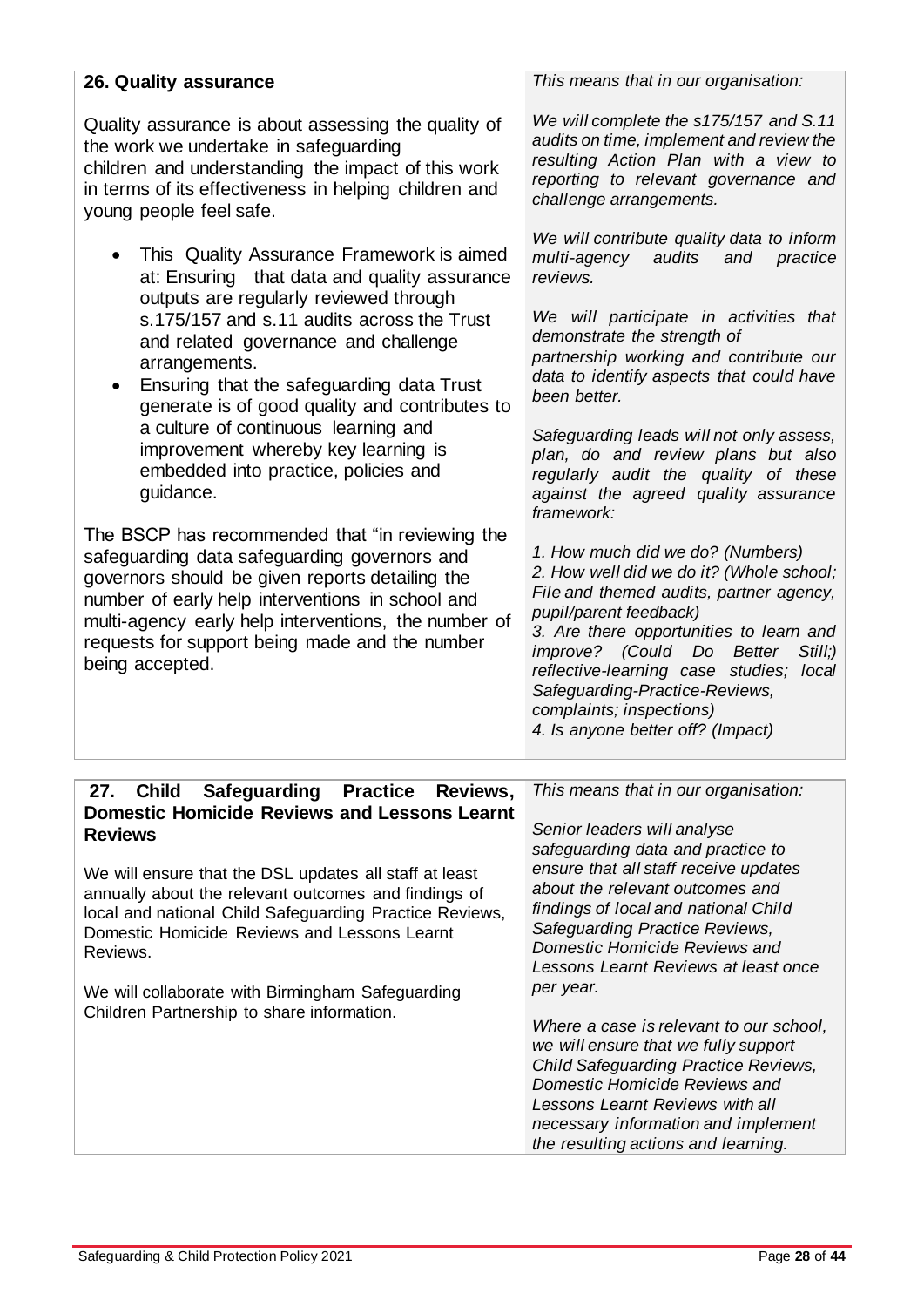| 26. Quality assurance | *This means that in our organisation:* |
|---|---|
| Quality assurance is about assessing the quality of the work we undertake in safeguarding children and understanding the impact of this work in terms of its effectiveness in helping children and young people feel safe.<br><br>• This Quality Assurance Framework is aimed at: Ensuring that data and quality assurance outputs are regularly reviewed through s.175/157 and s.11 audits across the Trust and related governance and challenge arrangements.<br>• Ensuring that the safeguarding data Trust generate is of good quality and contributes to a culture of continuous learning and improvement whereby key learning is embedded into practice, policies and guidance.<br><br>The BSCP has recommended that "in reviewing the safeguarding data safeguarding governors and governors should be given reports detailing the number of early help interventions in school and multi-agency early help interventions, the number of requests for support being made and the number being accepted. | *We will complete the s175/157 and S.11 audits on time, implement and review the resulting Action Plan with a view to reporting to relevant governance and challenge arrangements.*<br><br>*We will contribute quality data to inform multi-agency audits and practice reviews.*<br><br>*We will participate in activities that demonstrate the strength of partnership working and contribute our data to identify aspects that could have been better.*<br><br>*Safeguarding leads will not only assess, plan, do and review plans but also regularly audit the quality of these against the agreed quality assurance framework:*<br><br>*1. How much did we do? (Numbers)*<br>*2. How well did we do it? (Whole school; File and themed audits, partner agency, pupil/parent feedback)*<br>*3. Are there opportunities to learn and improve? (Could Do Better Still;) reflective-learning case studies; local Safeguarding-Practice-Reviews, complaints; inspections)*<br>*4. Is anyone better off? (Impact)* |

| 27. Child Safeguarding Practice Reviews, Domestic Homicide Reviews and Lessons Learnt Reviews | *This means that in our organisation:* |
|---|---|
| We will ensure that the DSL updates all staff at least annually about the relevant outcomes and findings of local and national Child Safeguarding Practice Reviews, Domestic Homicide Reviews and Lessons Learnt Reviews.<br><br>We will collaborate with Birmingham Safeguarding Children Partnership to share information. | *Senior leaders will analyse safeguarding data and practice to ensure that all staff receive updates about the relevant outcomes and findings of local and national Child Safeguarding Practice Reviews, Domestic Homicide Reviews and Lessons Learnt Reviews at least once per year.*<br><br>*Where a case is relevant to our school, we will ensure that we fully support Child Safeguarding Practice Reviews, Domestic Homicide Reviews and Lessons Learnt Reviews with all necessary information and implement the resulting actions and learning.* |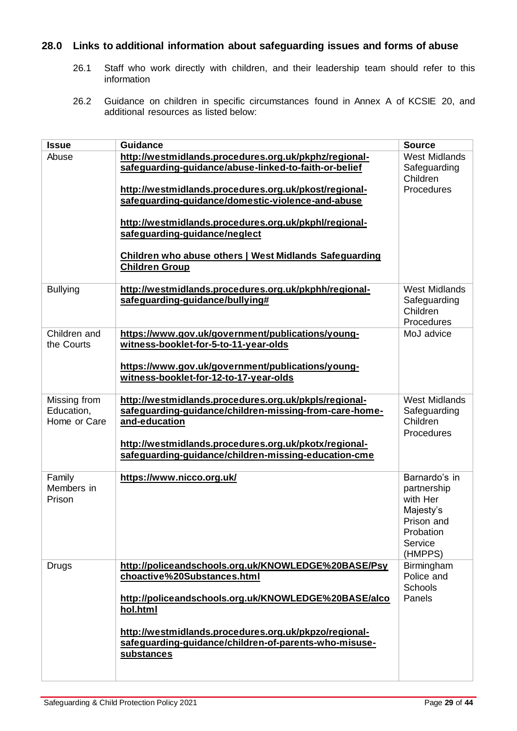## 28.0 Links to additional information about safeguarding issues and forms of abuse

26.1 Staff who work directly with children, and their leadership team should refer to this information

26.2 Guidance on children in specific circumstances found in Annex A of KCSIE 20, and additional resources as listed below:

| Issue | Guidance | Source |
|---|---|---|
| Abuse | **http://westmidlands.procedures.org.uk/pkphz/regional-safeguarding-guidance/abuse-linked-to-faith-or-belief**<br><br>**http://westmidlands.procedures.org.uk/pkost/regional-safeguarding-guidance/domestic-violence-and-abuse**<br><br>**http://westmidlands.procedures.org.uk/pkphl/regional-safeguarding-guidance/neglect**<br><br>**Children who abuse others \| West Midlands Safeguarding Children Group** | West Midlands Safeguarding Children Procedures |
| Bullying | **http://westmidlands.procedures.org.uk/pkphh/regional-safeguarding-guidance/bullying#** | West Midlands Safeguarding Children Procedures |
| Children and the Courts | **https://www.gov.uk/government/publications/young-witness-booklet-for-5-to-11-year-olds**<br><br>**https://www.gov.uk/government/publications/young-witness-booklet-for-12-to-17-year-olds** | MoJ advice |
| Missing from Education, Home or Care | **http://westmidlands.procedures.org.uk/pkpls/regional-safeguarding-guidance/children-missing-from-care-home-and-education**<br><br>**http://westmidlands.procedures.org.uk/pkotx/regional-safeguarding-guidance/children-missing-education-cme** | West Midlands Safeguarding Children Procedures |
| Family Members in Prison | **https://www.nicco.org.uk/** | Barnardo's in partnership with Her Majesty's Prison and Probation Service (HMPPS) |
| Drugs | **http://policeandschools.org.uk/KNOWLEDGE%20BASE/Psychoactive%20Substances.html**<br><br>**http://policeandschools.org.uk/KNOWLEDGE%20BASE/alcohol.html**<br><br>**http://westmidlands.procedures.org.uk/pkpzo/regional-safeguarding-guidance/children-of-parents-who-misuse-substances** | Birmingham Police and Schools Panels |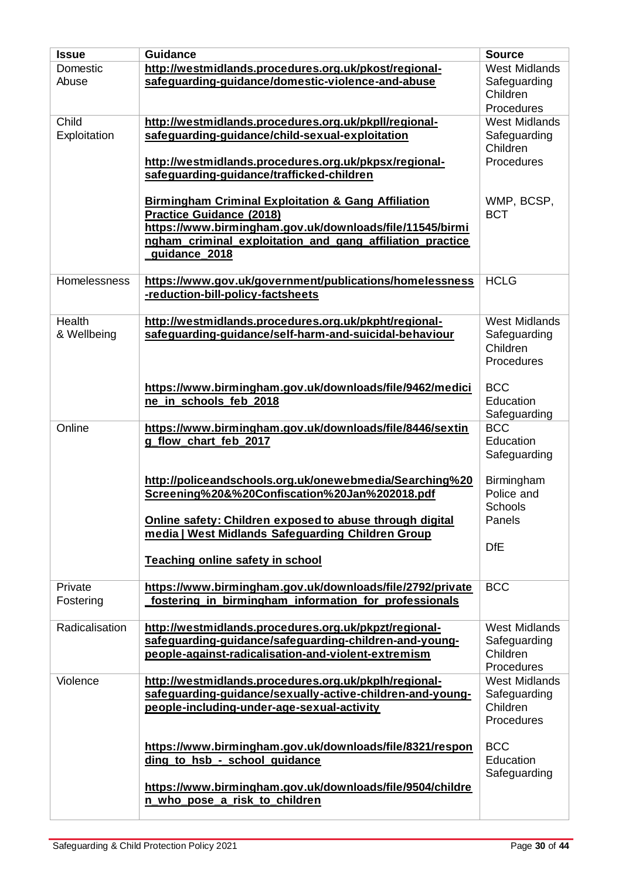| Issue | Guidance | Source |
| --- | --- | --- |
| Domestic Abuse | **http://westmidlands.procedures.org.uk/pkost/regional-safeguarding-guidance/domestic-violence-and-abuse** | West Midlands Safeguarding Children Procedures |
| Child Exploitation | **http://westmidlands.procedures.org.uk/pkpll/regional-safeguarding-guidance/child-sexual-exploitation**<br><br>**http://westmidlands.procedures.org.uk/pkpsx/regional-safeguarding-guidance/trafficked-children**<br><br>**Birmingham Criminal Exploitation & Gang Affiliation Practice Guidance (2018)**<br>**https://www.birmingham.gov.uk/downloads/file/11545/birmingham_criminal_exploitation_and_gang_affiliation_practice_guidance_2018** | West Midlands Safeguarding Children Procedures<br><br>WMP, BCSP, BCT |
| Homelessness | **https://www.gov.uk/government/publications/homelessness-reduction-bill-policy-factsheets** | HCLG |
| Health & Wellbeing | **http://westmidlands.procedures.org.uk/pkpht/regional-safeguarding-guidance/self-harm-and-suicidal-behaviour**<br><br>**https://www.birmingham.gov.uk/downloads/file/9462/medicine_in_schools_feb_2018** | West Midlands Safeguarding Children Procedures<br><br>BCC Education Safeguarding |
| Online | **https://www.birmingham.gov.uk/downloads/file/8446/sexting_flow_chart_feb_2017**<br><br>**http://policeandschools.org.uk/onewebmedia/Searching%20Screening%20&%20Confiscation%20Jan%202018.pdf**<br><br>**Online safety: Children exposed to abuse through digital media \| West Midlands Safeguarding Children Group**<br><br>**Teaching online safety in school** | BCC Education Safeguarding<br><br>Birmingham Police and Schools Panels<br><br>DfE |
| Private Fostering | **https://www.birmingham.gov.uk/downloads/file/2792/private_fostering_in_birmingham_information_for_professionals** | BCC |
| Radicalisation | **http://westmidlands.procedures.org.uk/pkpzt/regional-safeguarding-guidance/safeguarding-children-and-young-people-against-radicalisation-and-violent-extremism** | West Midlands Safeguarding Children Procedures |
| Violence | **http://westmidlands.procedures.org.uk/pkplh/regional-safeguarding-guidance/sexually-active-children-and-young-people-including-under-age-sexual-activity**<br><br>**https://www.birmingham.gov.uk/downloads/file/8321/responding_to_hsb_-_school_guidance**<br><br>**https://www.birmingham.gov.uk/downloads/file/9504/children_who_pose_a_risk_to_children** | West Midlands Safeguarding Children Procedures<br><br>BCC Education Safeguarding |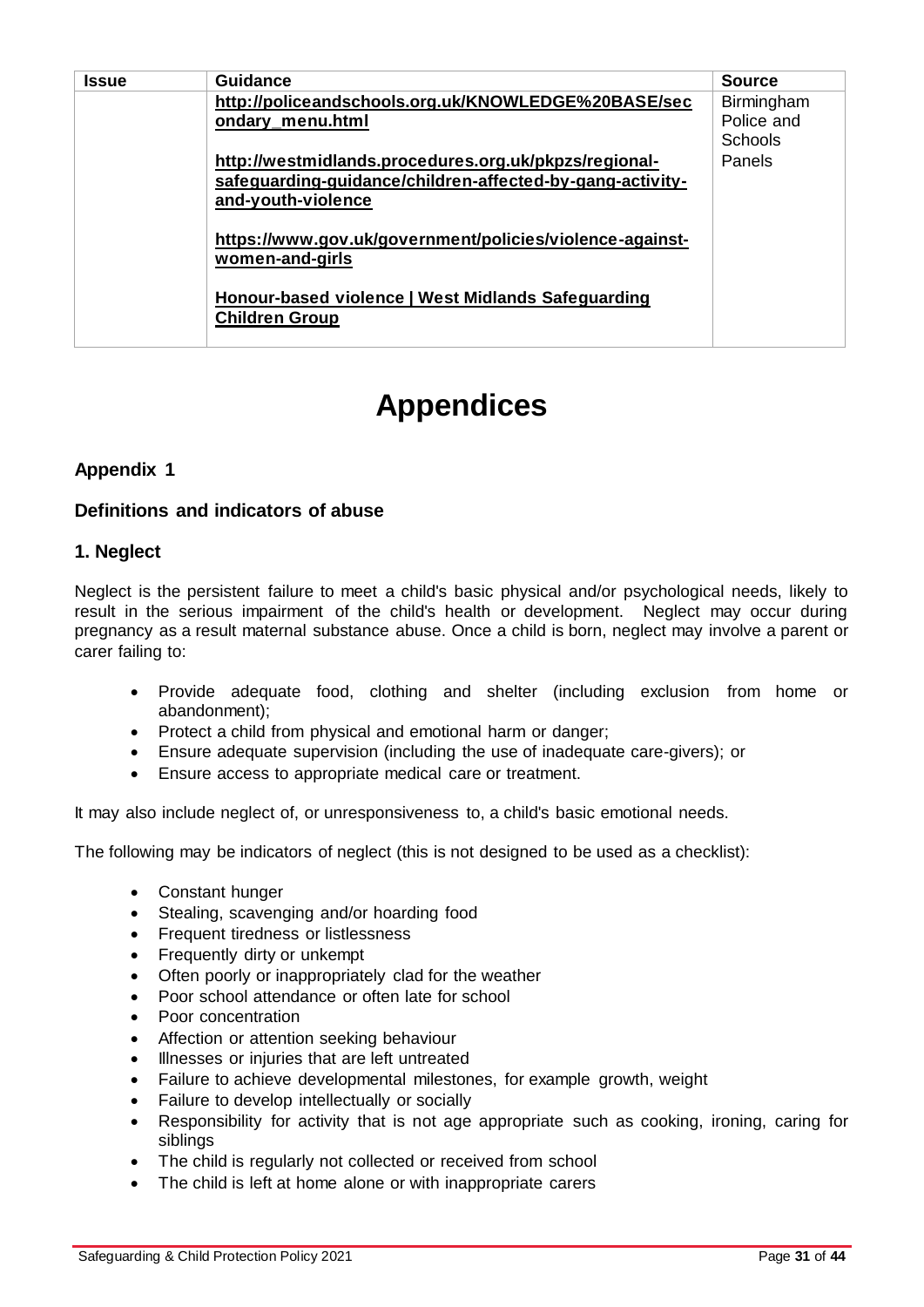| Issue | Guidance | Source |
| --- | --- | --- |
| | **http://policeandschools.org.uk/KNOWLEDGE%20BASE/secondary_menu.html**<br><br>**http://westmidlands.procedures.org.uk/pkpzs/regional-safeguarding-guidance/children-affected-by-gang-activity-and-youth-violence**<br><br>**https://www.gov.uk/government/policies/violence-against-women-and-girls**<br><br>**Honour-based violence \| West Midlands Safeguarding Children Group** | Birmingham Police and Schools Panels |

# Appendices

### Appendix 1

### Definitions and indicators of abuse

### 1. Neglect

Neglect is the persistent failure to meet a child's basic physical and/or psychological needs, likely to result in the serious impairment of the child's health or development. Neglect may occur during pregnancy as a result maternal substance abuse. Once a child is born, neglect may involve a parent or carer failing to:

- Provide adequate food, clothing and shelter (including exclusion from home or abandonment);
- Protect a child from physical and emotional harm or danger;
- Ensure adequate supervision (including the use of inadequate care-givers); or
- Ensure access to appropriate medical care or treatment.

It may also include neglect of, or unresponsiveness to, a child's basic emotional needs.

The following may be indicators of neglect (this is not designed to be used as a checklist):

- Constant hunger
- Stealing, scavenging and/or hoarding food
- Frequent tiredness or listlessness
- Frequently dirty or unkempt
- Often poorly or inappropriately clad for the weather
- Poor school attendance or often late for school
- Poor concentration
- Affection or attention seeking behaviour
- Illnesses or injuries that are left untreated
- Failure to achieve developmental milestones, for example growth, weight
- Failure to develop intellectually or socially
- Responsibility for activity that is not age appropriate such as cooking, ironing, caring for siblings
- The child is regularly not collected or received from school
- The child is left at home alone or with inappropriate carers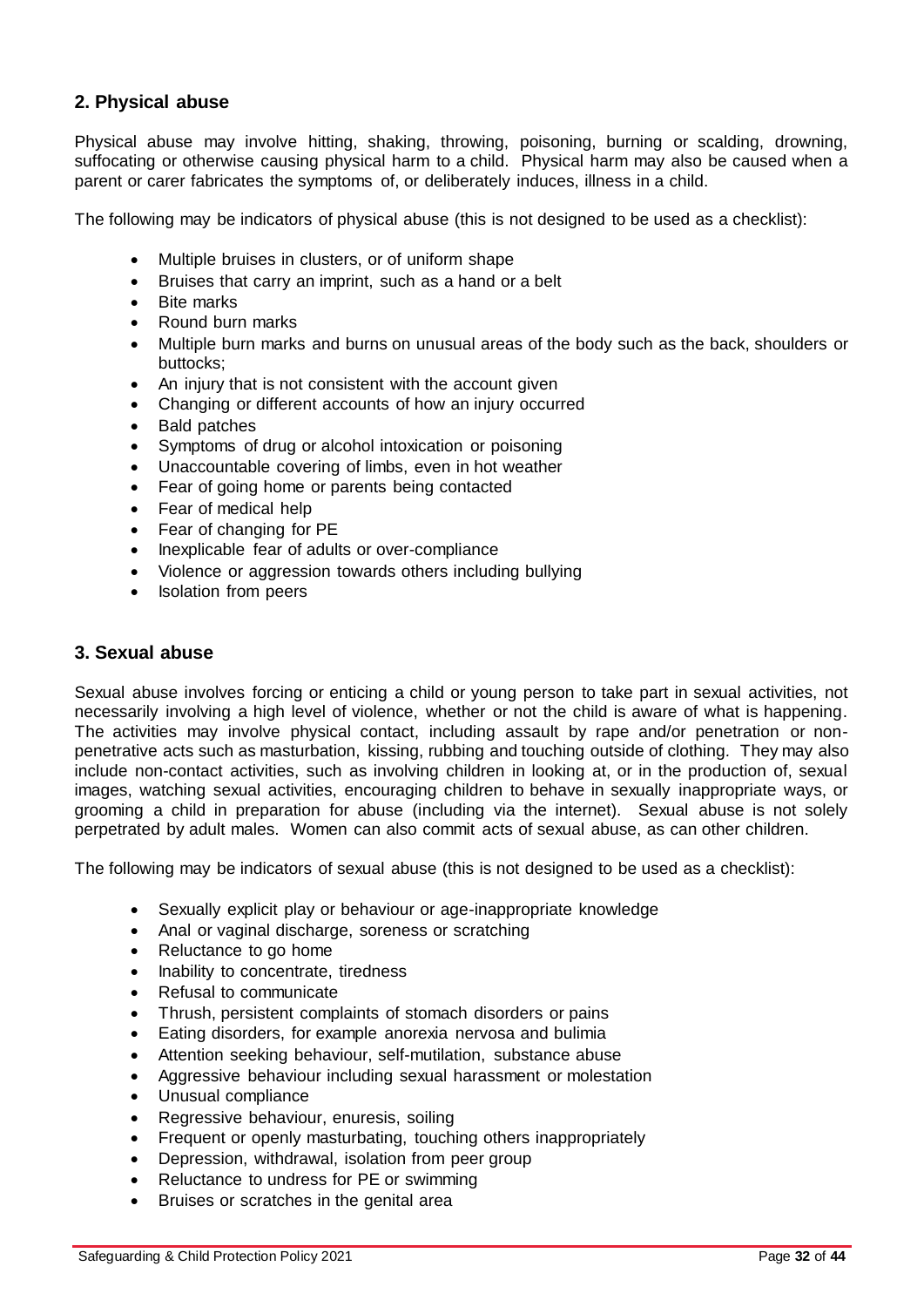## 2. Physical abuse

Physical abuse may involve hitting, shaking, throwing, poisoning, burning or scalding, drowning, suffocating or otherwise causing physical harm to a child. Physical harm may also be caused when a parent or carer fabricates the symptoms of, or deliberately induces, illness in a child.

The following may be indicators of physical abuse (this is not designed to be used as a checklist):

- Multiple bruises in clusters, or of uniform shape
- Bruises that carry an imprint, such as a hand or a belt
- Bite marks
- Round burn marks
- Multiple burn marks and burns on unusual areas of the body such as the back, shoulders or buttocks;
- An injury that is not consistent with the account given
- Changing or different accounts of how an injury occurred
- Bald patches
- Symptoms of drug or alcohol intoxication or poisoning
- Unaccountable covering of limbs, even in hot weather
- Fear of going home or parents being contacted
- Fear of medical help
- Fear of changing for PE
- Inexplicable fear of adults or over-compliance
- Violence or aggression towards others including bullying
- Isolation from peers

## 3. Sexual abuse

Sexual abuse involves forcing or enticing a child or young person to take part in sexual activities, not necessarily involving a high level of violence, whether or not the child is aware of what is happening. The activities may involve physical contact, including assault by rape and/or penetration or non-penetrative acts such as masturbation, kissing, rubbing and touching outside of clothing. They may also include non-contact activities, such as involving children in looking at, or in the production of, sexual images, watching sexual activities, encouraging children to behave in sexually inappropriate ways, or grooming a child in preparation for abuse (including via the internet). Sexual abuse is not solely perpetrated by adult males. Women can also commit acts of sexual abuse, as can other children.

The following may be indicators of sexual abuse (this is not designed to be used as a checklist):

- Sexually explicit play or behaviour or age-inappropriate knowledge
- Anal or vaginal discharge, soreness or scratching
- Reluctance to go home
- Inability to concentrate, tiredness
- Refusal to communicate
- Thrush, persistent complaints of stomach disorders or pains
- Eating disorders, for example anorexia nervosa and bulimia
- Attention seeking behaviour, self-mutilation, substance abuse
- Aggressive behaviour including sexual harassment or molestation
- Unusual compliance
- Regressive behaviour, enuresis, soiling
- Frequent or openly masturbating, touching others inappropriately
- Depression, withdrawal, isolation from peer group
- Reluctance to undress for PE or swimming
- Bruises or scratches in the genital area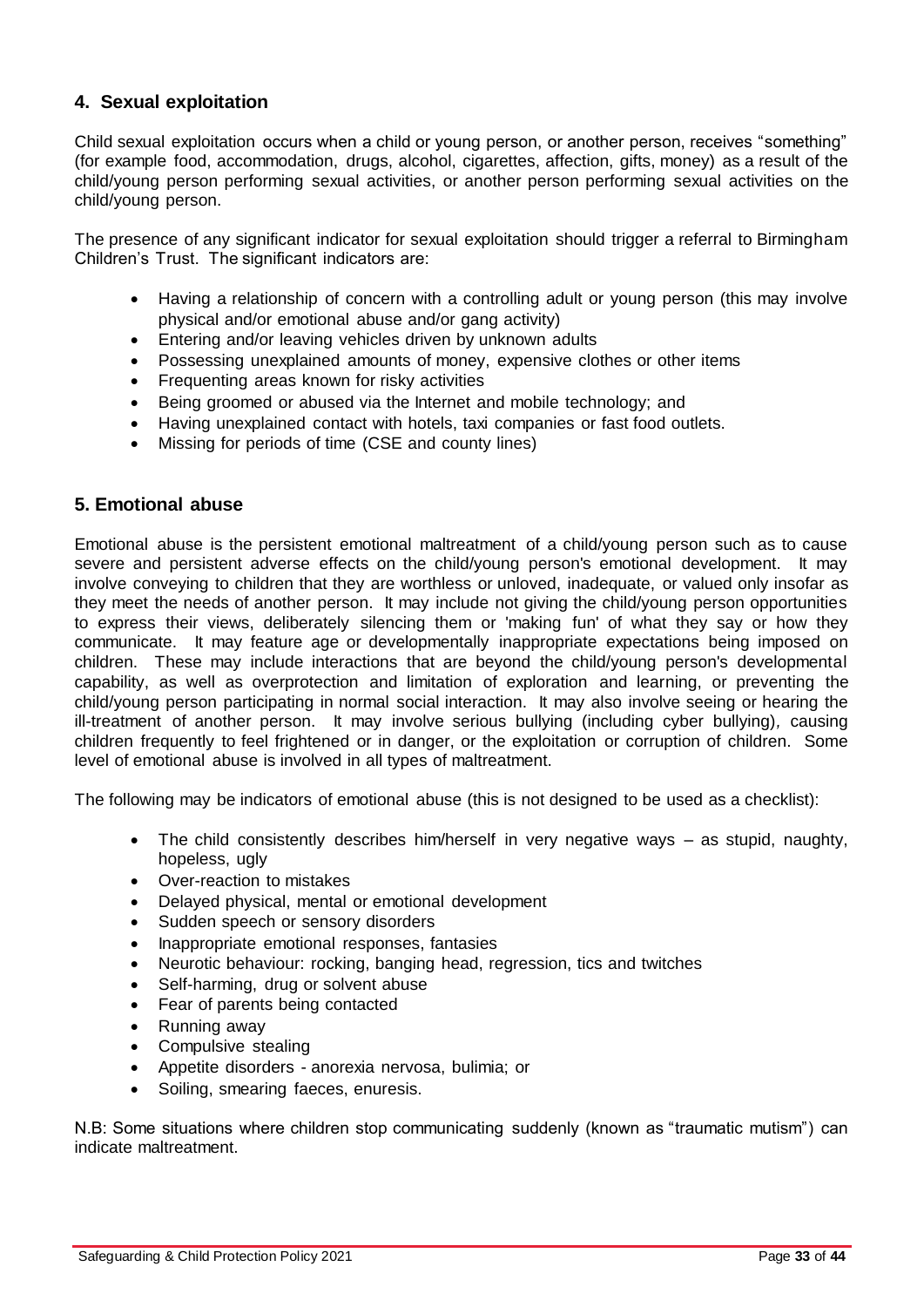## 4. Sexual exploitation

Child sexual exploitation occurs when a child or young person, or another person, receives "something" (for example food, accommodation, drugs, alcohol, cigarettes, affection, gifts, money) as a result of the child/young person performing sexual activities, or another person performing sexual activities on the child/young person.

The presence of any significant indicator for sexual exploitation should trigger a referral to Birmingham Children's Trust. The significant indicators are:

- Having a relationship of concern with a controlling adult or young person (this may involve physical and/or emotional abuse and/or gang activity)
- Entering and/or leaving vehicles driven by unknown adults
- Possessing unexplained amounts of money, expensive clothes or other items
- Frequenting areas known for risky activities
- Being groomed or abused via the Internet and mobile technology; and
- Having unexplained contact with hotels, taxi companies or fast food outlets.
- Missing for periods of time (CSE and county lines)

## 5. Emotional abuse

Emotional abuse is the persistent emotional maltreatment of a child/young person such as to cause severe and persistent adverse effects on the child/young person's emotional development. It may involve conveying to children that they are worthless or unloved, inadequate, or valued only insofar as they meet the needs of another person. It may include not giving the child/young person opportunities to express their views, deliberately silencing them or 'making fun' of what they say or how they communicate. It may feature age or developmentally inappropriate expectations being imposed on children. These may include interactions that are beyond the child/young person's developmental capability, as well as overprotection and limitation of exploration and learning, or preventing the child/young person participating in normal social interaction. It may also involve seeing or hearing the ill-treatment of another person. It may involve serious bullying (including cyber bullying), causing children frequently to feel frightened or in danger, or the exploitation or corruption of children. Some level of emotional abuse is involved in all types of maltreatment.

The following may be indicators of emotional abuse (this is not designed to be used as a checklist):

- The child consistently describes him/herself in very negative ways – as stupid, naughty, hopeless, ugly
- Over-reaction to mistakes
- Delayed physical, mental or emotional development
- Sudden speech or sensory disorders
- Inappropriate emotional responses, fantasies
- Neurotic behaviour: rocking, banging head, regression, tics and twitches
- Self-harming, drug or solvent abuse
- Fear of parents being contacted
- Running away
- Compulsive stealing
- Appetite disorders - anorexia nervosa, bulimia; or
- Soiling, smearing faeces, enuresis.

N.B: Some situations where children stop communicating suddenly (known as "traumatic mutism") can indicate maltreatment.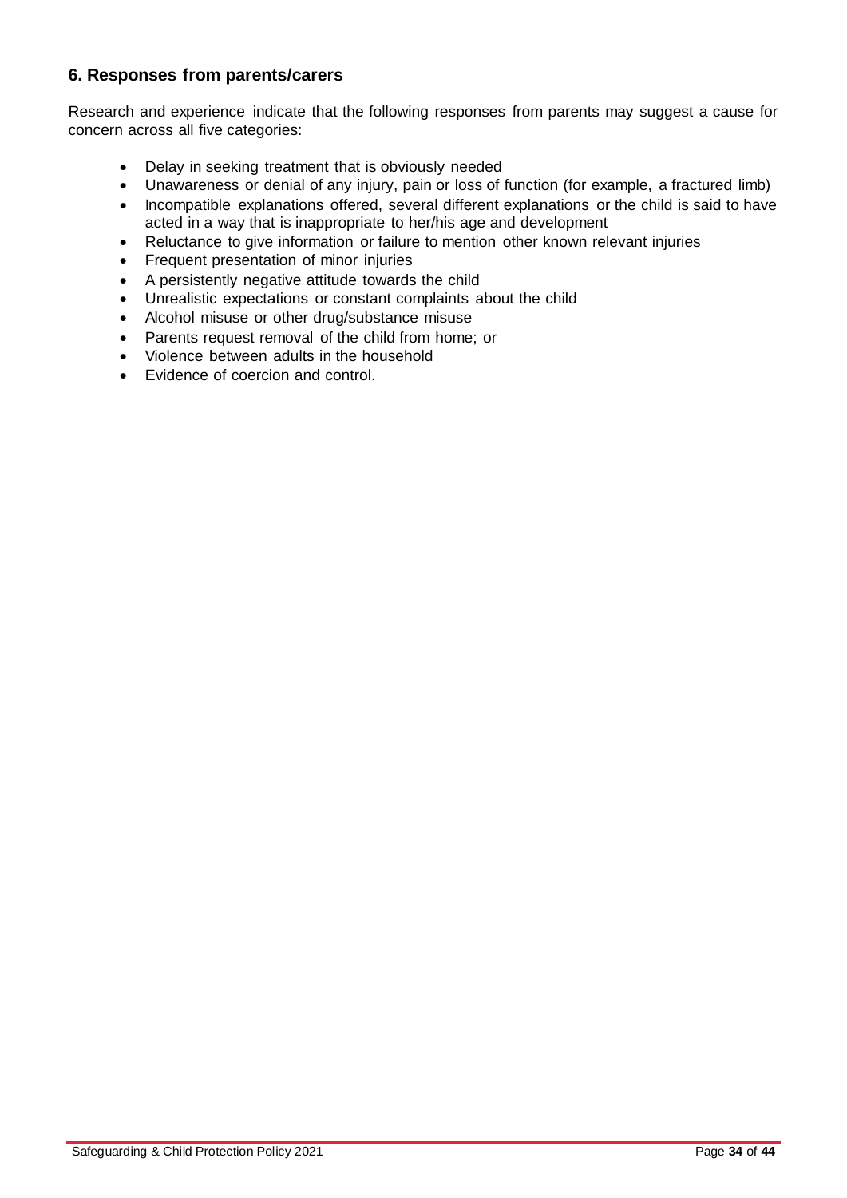## 6. Responses from parents/carers

Research and experience indicate that the following responses from parents may suggest a cause for concern across all five categories:

- Delay in seeking treatment that is obviously needed
- Unawareness or denial of any injury, pain or loss of function (for example, a fractured limb)
- Incompatible explanations offered, several different explanations or the child is said to have acted in a way that is inappropriate to her/his age and development
- Reluctance to give information or failure to mention other known relevant injuries
- Frequent presentation of minor injuries
- A persistently negative attitude towards the child
- Unrealistic expectations or constant complaints about the child
- Alcohol misuse or other drug/substance misuse
- Parents request removal of the child from home; or
- Violence between adults in the household
- Evidence of coercion and control.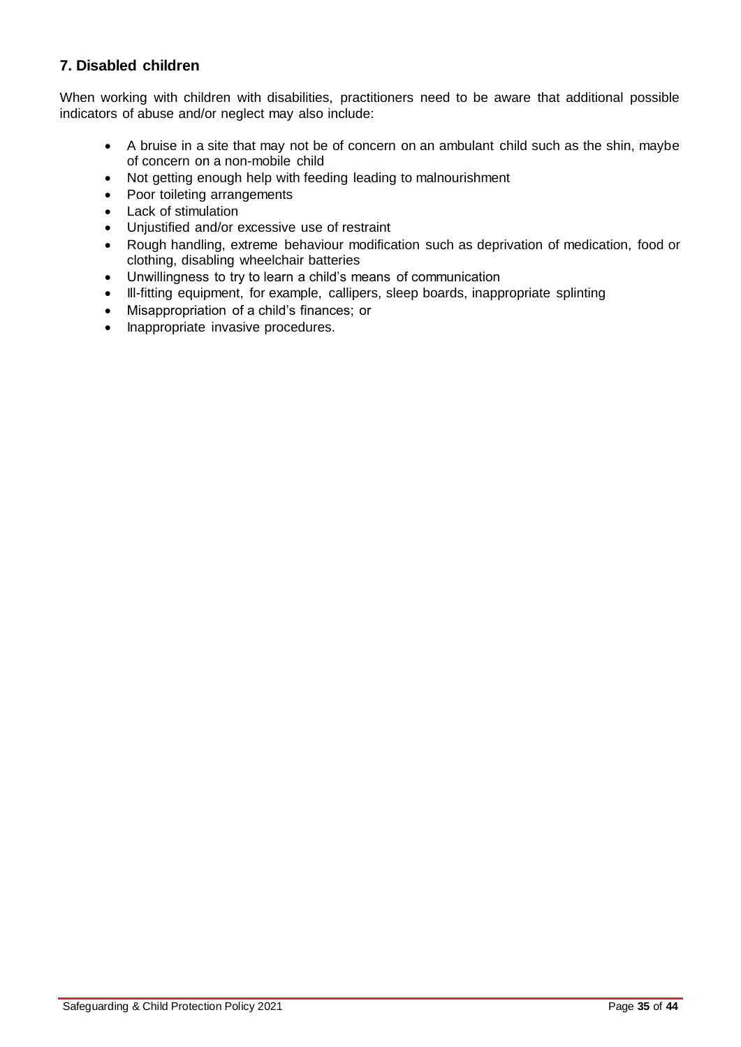## 7. Disabled children

When working with children with disabilities, practitioners need to be aware that additional possible indicators of abuse and/or neglect may also include:

- A bruise in a site that may not be of concern on an ambulant child such as the shin, maybe of concern on a non-mobile child
- Not getting enough help with feeding leading to malnourishment
- Poor toileting arrangements
- Lack of stimulation
- Unjustified and/or excessive use of restraint
- Rough handling, extreme behaviour modification such as deprivation of medication, food or clothing, disabling wheelchair batteries
- Unwillingness to try to learn a child's means of communication
- Ill-fitting equipment, for example, callipers, sleep boards, inappropriate splinting
- Misappropriation of a child's finances; or
- Inappropriate invasive procedures.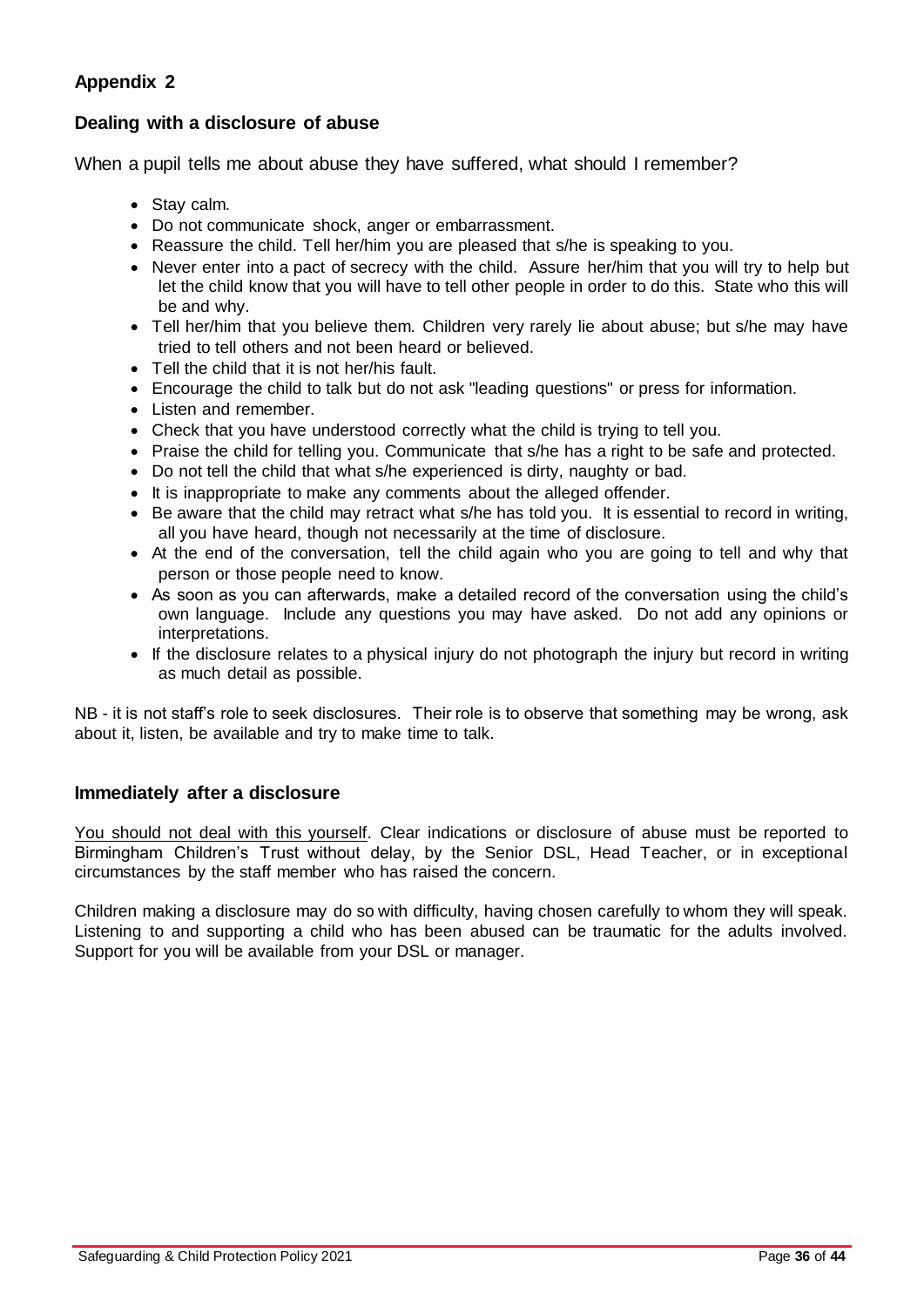## Appendix 2

### Dealing with a disclosure of abuse

When a pupil tells me about abuse they have suffered, what should I remember?

- Stay calm.
- Do not communicate shock, anger or embarrassment.
- Reassure the child. Tell her/him you are pleased that s/he is speaking to you.
- Never enter into a pact of secrecy with the child. Assure her/him that you will try to help but let the child know that you will have to tell other people in order to do this. State who this will be and why.
- Tell her/him that you believe them. Children very rarely lie about abuse; but s/he may have tried to tell others and not been heard or believed.
- Tell the child that it is not her/his fault.
- Encourage the child to talk but do not ask "leading questions" or press for information.
- Listen and remember.
- Check that you have understood correctly what the child is trying to tell you.
- Praise the child for telling you. Communicate that s/he has a right to be safe and protected.
- Do not tell the child that what s/he experienced is dirty, naughty or bad.
- It is inappropriate to make any comments about the alleged offender.
- Be aware that the child may retract what s/he has told you. It is essential to record in writing, all you have heard, though not necessarily at the time of disclosure.
- At the end of the conversation, tell the child again who you are going to tell and why that person or those people need to know.
- As soon as you can afterwards, make a detailed record of the conversation using the child's own language. Include any questions you may have asked. Do not add any opinions or interpretations.
- If the disclosure relates to a physical injury do not photograph the injury but record in writing as much detail as possible.

NB - it is not staff's role to seek disclosures. Their role is to observe that something may be wrong, ask about it, listen, be available and try to make time to talk.

### Immediately after a disclosure

You should not deal with this yourself. Clear indications or disclosure of abuse must be reported to Birmingham Children's Trust without delay, by the Senior DSL, Head Teacher, or in exceptional circumstances by the staff member who has raised the concern.

Children making a disclosure may do so with difficulty, having chosen carefully to whom they will speak. Listening to and supporting a child who has been abused can be traumatic for the adults involved. Support for you will be available from your DSL or manager.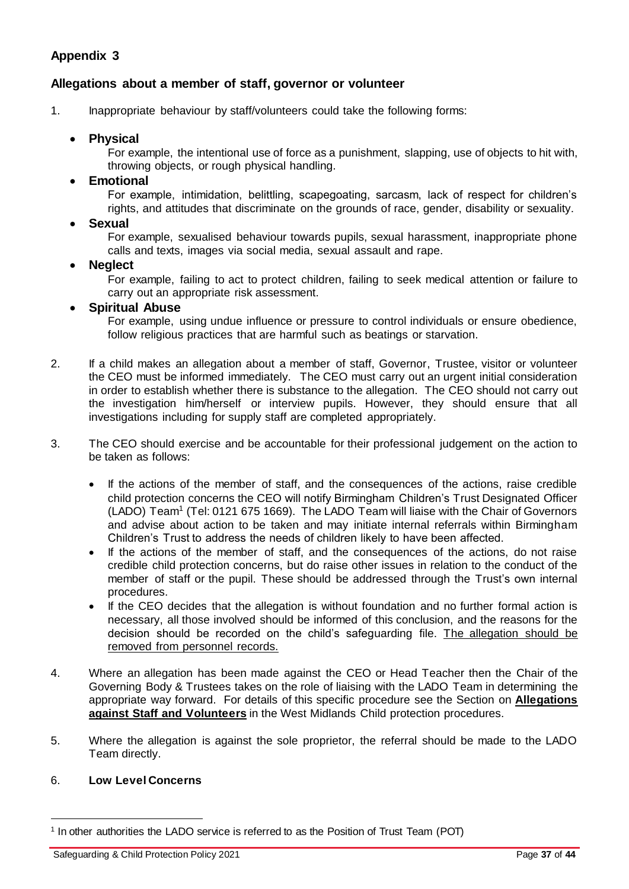## Appendix 3

### Allegations about a member of staff, governor or volunteer

1. Inappropriate behaviour by staff/volunteers could take the following forms:

   - **Physical**
     For example, the intentional use of force as a punishment, slapping, use of objects to hit with, throwing objects, or rough physical handling.
   - **Emotional**
     For example, intimidation, belittling, scapegoating, sarcasm, lack of respect for children's rights, and attitudes that discriminate on the grounds of race, gender, disability or sexuality.
   - **Sexual**
     For example, sexualised behaviour towards pupils, sexual harassment, inappropriate phone calls and texts, images via social media, sexual assault and rape.
   - **Neglect**
     For example, failing to act to protect children, failing to seek medical attention or failure to carry out an appropriate risk assessment.
   - **Spiritual Abuse**
     For example, using undue influence or pressure to control individuals or ensure obedience, follow religious practices that are harmful such as beatings or starvation.

2. If a child makes an allegation about a member of staff, Governor, Trustee, visitor or volunteer the CEO must be informed immediately. The CEO must carry out an urgent initial consideration in order to establish whether there is substance to the allegation. The CEO should not carry out the investigation him/herself or interview pupils. However, they should ensure that all investigations including for supply staff are completed appropriately.

3. The CEO should exercise and be accountable for their professional judgement on the action to be taken as follows:

   - If the actions of the member of staff, and the consequences of the actions, raise credible child protection concerns the CEO will notify Birmingham Children's Trust Designated Officer (LADO) Team[1] (Tel: 0121 675 1669). The LADO Team will liaise with the Chair of Governors and advise about action to be taken and may initiate internal referrals within Birmingham Children's Trust to address the needs of children likely to have been affected.
   - If the actions of the member of staff, and the consequences of the actions, do not raise credible child protection concerns, but do raise other issues in relation to the conduct of the member of staff or the pupil. These should be addressed through the Trust's own internal procedures.
   - If the CEO decides that the allegation is without foundation and no further formal action is necessary, all those involved should be informed of this conclusion, and the reasons for the decision should be recorded on the child's safeguarding file. <u>The allegation should be removed from personnel records.</u>

4. Where an allegation has been made against the CEO or Head Teacher then the Chair of the Governing Body & Trustees takes on the role of liaising with the LADO Team in determining the appropriate way forward. For details of this specific procedure see the Section on **<u>Allegations against Staff and Volunteers</u>** in the West Midlands Child protection procedures.

5. Where the allegation is against the sole proprietor, the referral should be made to the LADO Team directly.

6. **Low Level Concerns**

[1] In other authorities the LADO service is referred to as the Position of Trust Team (POT)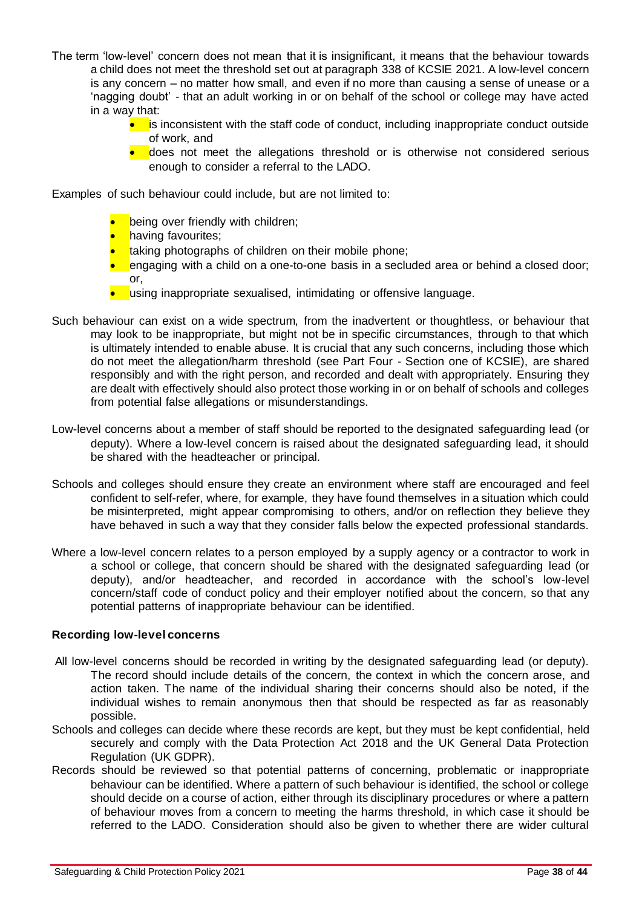The term 'low-level' concern does not mean that it is insignificant, it means that the behaviour towards a child does not meet the threshold set out at paragraph 338 of KCSIE 2021. A low-level concern is any concern – no matter how small, and even if no more than causing a sense of unease or a 'nagging doubt' - that an adult working in or on behalf of the school or college may have acted in a way that:

- is inconsistent with the staff code of conduct, including inappropriate conduct outside of work, and
- does not meet the allegations threshold or is otherwise not considered serious enough to consider a referral to the LADO.

Examples of such behaviour could include, but are not limited to:

- being over friendly with children;
- having favourites;
- taking photographs of children on their mobile phone;
- engaging with a child on a one-to-one basis in a secluded area or behind a closed door; or,
- using inappropriate sexualised, intimidating or offensive language.

Such behaviour can exist on a wide spectrum, from the inadvertent or thoughtless, or behaviour that may look to be inappropriate, but might not be in specific circumstances, through to that which is ultimately intended to enable abuse. It is crucial that any such concerns, including those which do not meet the allegation/harm threshold (see Part Four - Section one of KCSIE), are shared responsibly and with the right person, and recorded and dealt with appropriately. Ensuring they are dealt with effectively should also protect those working in or on behalf of schools and colleges from potential false allegations or misunderstandings.

Low-level concerns about a member of staff should be reported to the designated safeguarding lead (or deputy). Where a low-level concern is raised about the designated safeguarding lead, it should be shared with the headteacher or principal.

Schools and colleges should ensure they create an environment where staff are encouraged and feel confident to self-refer, where, for example, they have found themselves in a situation which could be misinterpreted, might appear compromising to others, and/or on reflection they believe they have behaved in such a way that they consider falls below the expected professional standards.

Where a low-level concern relates to a person employed by a supply agency or a contractor to work in a school or college, that concern should be shared with the designated safeguarding lead (or deputy), and/or headteacher, and recorded in accordance with the school's low-level concern/staff code of conduct policy and their employer notified about the concern, so that any potential patterns of inappropriate behaviour can be identified.

**Recording low-level concerns**

All low-level concerns should be recorded in writing by the designated safeguarding lead (or deputy). The record should include details of the concern, the context in which the concern arose, and action taken. The name of the individual sharing their concerns should also be noted, if the individual wishes to remain anonymous then that should be respected as far as reasonably possible.

Schools and colleges can decide where these records are kept, but they must be kept confidential, held securely and comply with the Data Protection Act 2018 and the UK General Data Protection Regulation (UK GDPR).

Records should be reviewed so that potential patterns of concerning, problematic or inappropriate behaviour can be identified. Where a pattern of such behaviour is identified, the school or college should decide on a course of action, either through its disciplinary procedures or where a pattern of behaviour moves from a concern to meeting the harms threshold, in which case it should be referred to the LADO. Consideration should also be given to whether there are wider cultural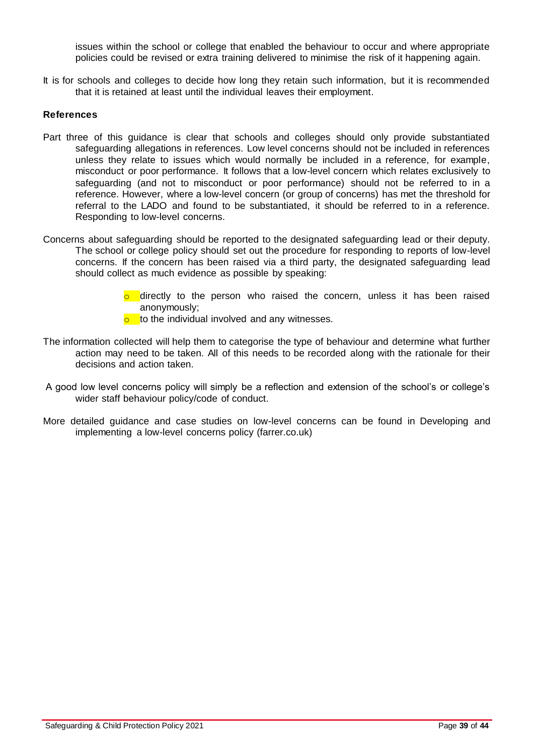issues within the school or college that enabled the behaviour to occur and where appropriate policies could be revised or extra training delivered to minimise the risk of it happening again.

It is for schools and colleges to decide how long they retain such information, but it is recommended that it is retained at least until the individual leaves their employment.

**References**

Part three of this guidance is clear that schools and colleges should only provide substantiated safeguarding allegations in references. Low level concerns should not be included in references unless they relate to issues which would normally be included in a reference, for example, misconduct or poor performance. It follows that a low-level concern which relates exclusively to safeguarding (and not to misconduct or poor performance) should not be referred to in a reference. However, where a low-level concern (or group of concerns) has met the threshold for referral to the LADO and found to be substantiated, it should be referred to in a reference. Responding to low-level concerns.

Concerns about safeguarding should be reported to the designated safeguarding lead or their deputy. The school or college policy should set out the procedure for responding to reports of low-level concerns. If the concern has been raised via a third party, the designated safeguarding lead should collect as much evidence as possible by speaking:

- directly to the person who raised the concern, unless it has been raised anonymously;
- to the individual involved and any witnesses.

The information collected will help them to categorise the type of behaviour and determine what further action may need to be taken. All of this needs to be recorded along with the rationale for their decisions and action taken.

A good low level concerns policy will simply be a reflection and extension of the school's or college's wider staff behaviour policy/code of conduct.

More detailed guidance and case studies on low-level concerns can be found in Developing and implementing a low-level concerns policy (farrer.co.uk)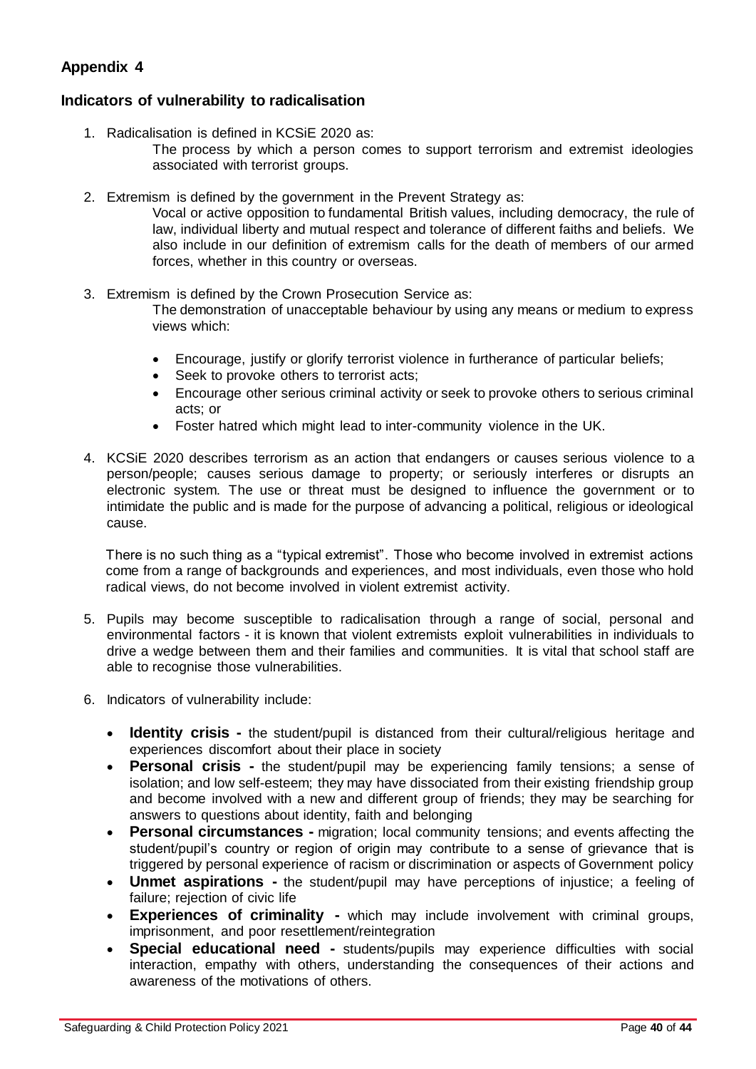## Appendix 4

### Indicators of vulnerability to radicalisation

1. Radicalisation is defined in KCSiE 2020 as:

   The process by which a person comes to support terrorism and extremist ideologies associated with terrorist groups.

2. Extremism is defined by the government in the Prevent Strategy as:

   Vocal or active opposition to fundamental British values, including democracy, the rule of law, individual liberty and mutual respect and tolerance of different faiths and beliefs. We also include in our definition of extremism calls for the death of members of our armed forces, whether in this country or overseas.

3. Extremism is defined by the Crown Prosecution Service as:

   The demonstration of unacceptable behaviour by using any means or medium to express views which:

   - Encourage, justify or glorify terrorist violence in furtherance of particular beliefs;
   - Seek to provoke others to terrorist acts;
   - Encourage other serious criminal activity or seek to provoke others to serious criminal acts; or
   - Foster hatred which might lead to inter-community violence in the UK.

4. KCSiE 2020 describes terrorism as an action that endangers or causes serious violence to a person/people; causes serious damage to property; or seriously interferes or disrupts an electronic system. The use or threat must be designed to influence the government or to intimidate the public and is made for the purpose of advancing a political, religious or ideological cause.

   There is no such thing as a "typical extremist". Those who become involved in extremist actions come from a range of backgrounds and experiences, and most individuals, even those who hold radical views, do not become involved in violent extremist activity.

5. Pupils may become susceptible to radicalisation through a range of social, personal and environmental factors - it is known that violent extremists exploit vulnerabilities in individuals to drive a wedge between them and their families and communities. It is vital that school staff are able to recognise those vulnerabilities.

6. Indicators of vulnerability include:

   - **Identity crisis -** the student/pupil is distanced from their cultural/religious heritage and experiences discomfort about their place in society
   - **Personal crisis -** the student/pupil may be experiencing family tensions; a sense of isolation; and low self-esteem; they may have dissociated from their existing friendship group and become involved with a new and different group of friends; they may be searching for answers to questions about identity, faith and belonging
   - **Personal circumstances -** migration; local community tensions; and events affecting the student/pupil's country or region of origin may contribute to a sense of grievance that is triggered by personal experience of racism or discrimination or aspects of Government policy
   - **Unmet aspirations -** the student/pupil may have perceptions of injustice; a feeling of failure; rejection of civic life
   - **Experiences of criminality -** which may include involvement with criminal groups, imprisonment, and poor resettlement/reintegration
   - **Special educational need -** students/pupils may experience difficulties with social interaction, empathy with others, understanding the consequences of their actions and awareness of the motivations of others.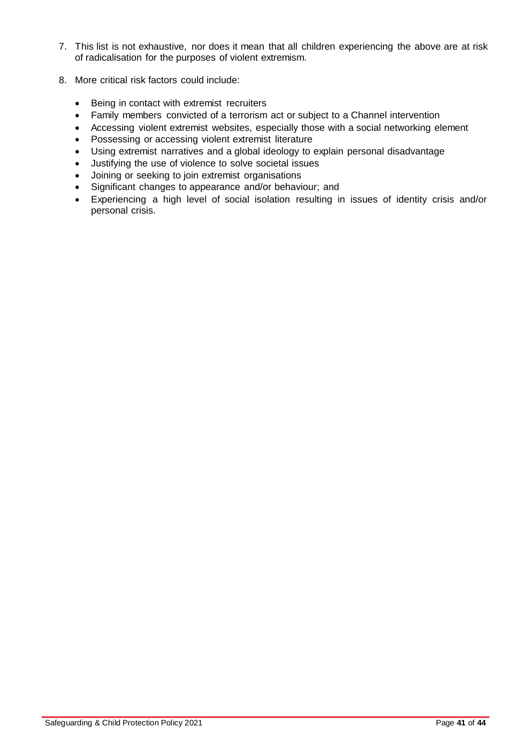7. This list is not exhaustive, nor does it mean that all children experiencing the above are at risk of radicalisation for the purposes of violent extremism.

8. More critical risk factors could include:

   - Being in contact with extremist recruiters
   - Family members convicted of a terrorism act or subject to a Channel intervention
   - Accessing violent extremist websites, especially those with a social networking element
   - Possessing or accessing violent extremist literature
   - Using extremist narratives and a global ideology to explain personal disadvantage
   - Justifying the use of violence to solve societal issues
   - Joining or seeking to join extremist organisations
   - Significant changes to appearance and/or behaviour; and
   - Experiencing a high level of social isolation resulting in issues of identity crisis and/or personal crisis.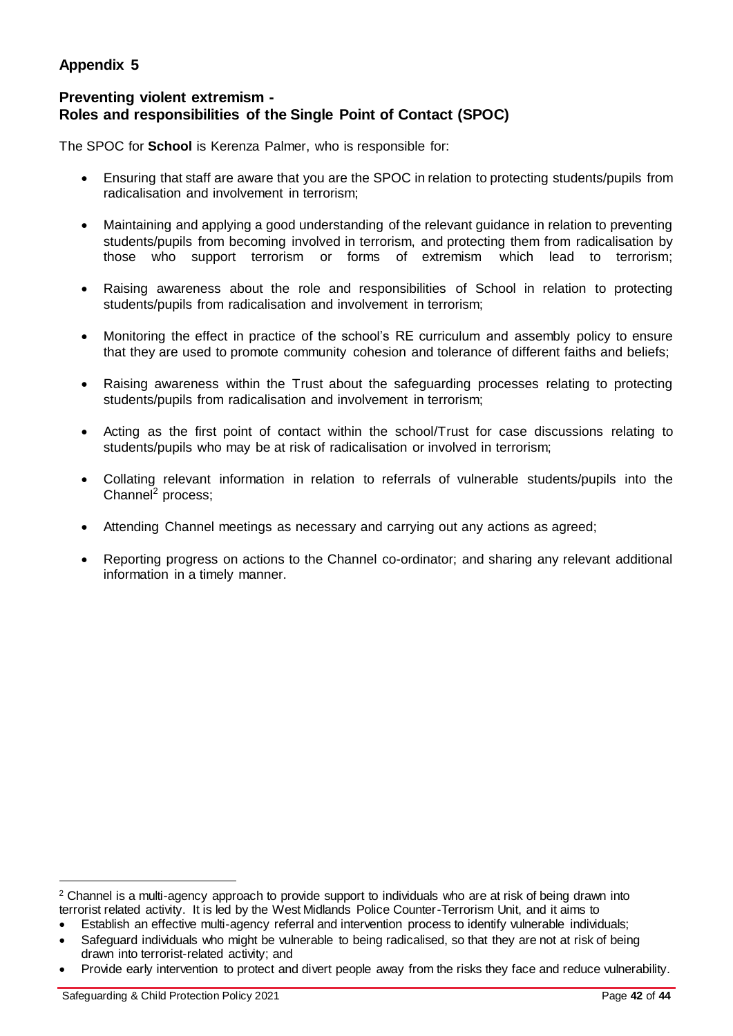## Appendix 5

### Preventing violent extremism - Roles and responsibilities of the Single Point of Contact (SPOC)

The SPOC for **School** is Kerenza Palmer, who is responsible for:

- Ensuring that staff are aware that you are the SPOC in relation to protecting students/pupils from radicalisation and involvement in terrorism;
- Maintaining and applying a good understanding of the relevant guidance in relation to preventing students/pupils from becoming involved in terrorism, and protecting them from radicalisation by those who support terrorism or forms of extremism which lead to terrorism;
- Raising awareness about the role and responsibilities of School in relation to protecting students/pupils from radicalisation and involvement in terrorism;
- Monitoring the effect in practice of the school's RE curriculum and assembly policy to ensure that they are used to promote community cohesion and tolerance of different faiths and beliefs;
- Raising awareness within the Trust about the safeguarding processes relating to protecting students/pupils from radicalisation and involvement in terrorism;
- Acting as the first point of contact within the school/Trust for case discussions relating to students/pupils who may be at risk of radicalisation or involved in terrorism;
- Collating relevant information in relation to referrals of vulnerable students/pupils into the Channel[2] process;
- Attending Channel meetings as necessary and carrying out any actions as agreed;
- Reporting progress on actions to the Channel co-ordinator; and sharing any relevant additional information in a timely manner.

---

[2] Channel is a multi-agency approach to provide support to individuals who are at risk of being drawn into terrorist related activity. It is led by the West Midlands Police Counter-Terrorism Unit, and it aims to

- Establish an effective multi-agency referral and intervention process to identify vulnerable individuals;
- Safeguard individuals who might be vulnerable to being radicalised, so that they are not at risk of being drawn into terrorist-related activity; and
- Provide early intervention to protect and divert people away from the risks they face and reduce vulnerability.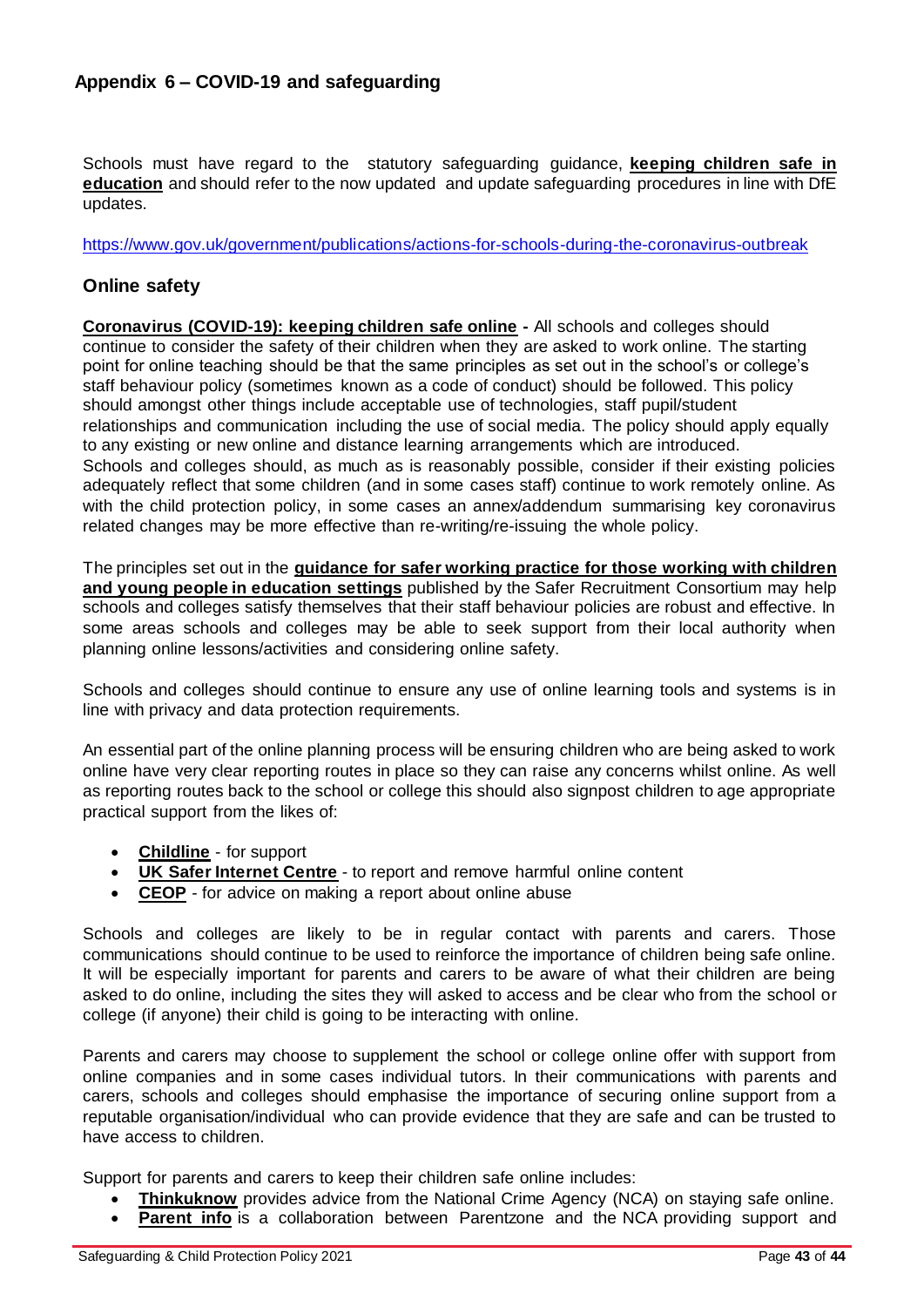## Appendix 6 – COVID-19 and safeguarding

Schools must have regard to the statutory safeguarding guidance, **keeping children safe in education** and should refer to the now updated and update safeguarding procedures in line with DfE updates.

https://www.gov.uk/government/publications/actions-for-schools-during-the-coronavirus-outbreak

### Online safety

**Coronavirus (COVID-19): keeping children safe online -** All schools and colleges should continue to consider the safety of their children when they are asked to work online. The starting point for online teaching should be that the same principles as set out in the school's or college's staff behaviour policy (sometimes known as a code of conduct) should be followed. This policy should amongst other things include acceptable use of technologies, staff pupil/student relationships and communication including the use of social media. The policy should apply equally to any existing or new online and distance learning arrangements which are introduced.
Schools and colleges should, as much as is reasonably possible, consider if their existing policies adequately reflect that some children (and in some cases staff) continue to work remotely online. As with the child protection policy, in some cases an annex/addendum summarising key coronavirus related changes may be more effective than re-writing/re-issuing the whole policy.

The principles set out in the **guidance for safer working practice for those working with children and young people in education settings** published by the Safer Recruitment Consortium may help schools and colleges satisfy themselves that their staff behaviour policies are robust and effective. In some areas schools and colleges may be able to seek support from their local authority when planning online lessons/activities and considering online safety.

Schools and colleges should continue to ensure any use of online learning tools and systems is in line with privacy and data protection requirements.

An essential part of the online planning process will be ensuring children who are being asked to work online have very clear reporting routes in place so they can raise any concerns whilst online. As well as reporting routes back to the school or college this should also signpost children to age appropriate practical support from the likes of:

- **Childline** - for support
- **UK Safer Internet Centre** - to report and remove harmful online content
- **CEOP** - for advice on making a report about online abuse

Schools and colleges are likely to be in regular contact with parents and carers. Those communications should continue to be used to reinforce the importance of children being safe online. It will be especially important for parents and carers to be aware of what their children are being asked to do online, including the sites they will asked to access and be clear who from the school or college (if anyone) their child is going to be interacting with online.

Parents and carers may choose to supplement the school or college online offer with support from online companies and in some cases individual tutors. In their communications with parents and carers, schools and colleges should emphasise the importance of securing online support from a reputable organisation/individual who can provide evidence that they are safe and can be trusted to have access to children.

Support for parents and carers to keep their children safe online includes:

- **Thinkuknow** provides advice from the National Crime Agency (NCA) on staying safe online.
- **Parent info** is a collaboration between Parentzone and the NCA providing support and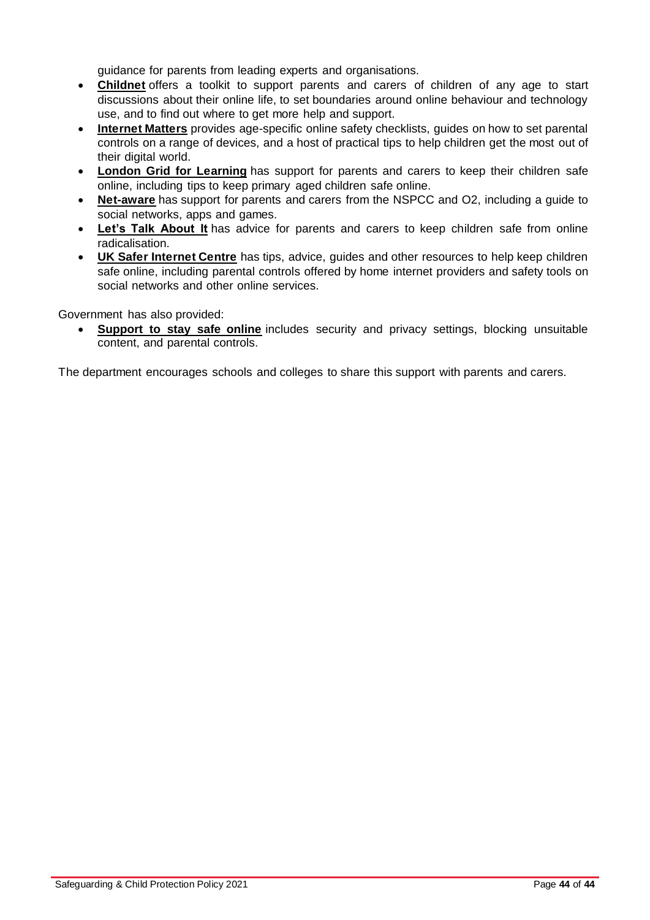guidance for parents from leading experts and organisations.

- **Childnet** offers a toolkit to support parents and carers of children of any age to start discussions about their online life, to set boundaries around online behaviour and technology use, and to find out where to get more help and support.
- **Internet Matters** provides age-specific online safety checklists, guides on how to set parental controls on a range of devices, and a host of practical tips to help children get the most out of their digital world.
- **London Grid for Learning** has support for parents and carers to keep their children safe online, including tips to keep primary aged children safe online.
- **Net-aware** has support for parents and carers from the NSPCC and O2, including a guide to social networks, apps and games.
- **Let's Talk About It** has advice for parents and carers to keep children safe from online radicalisation.
- **UK Safer Internet Centre** has tips, advice, guides and other resources to help keep children safe online, including parental controls offered by home internet providers and safety tools on social networks and other online services.

Government has also provided:

- **Support to stay safe online** includes security and privacy settings, blocking unsuitable content, and parental controls.

The department encourages schools and colleges to share this support with parents and carers.